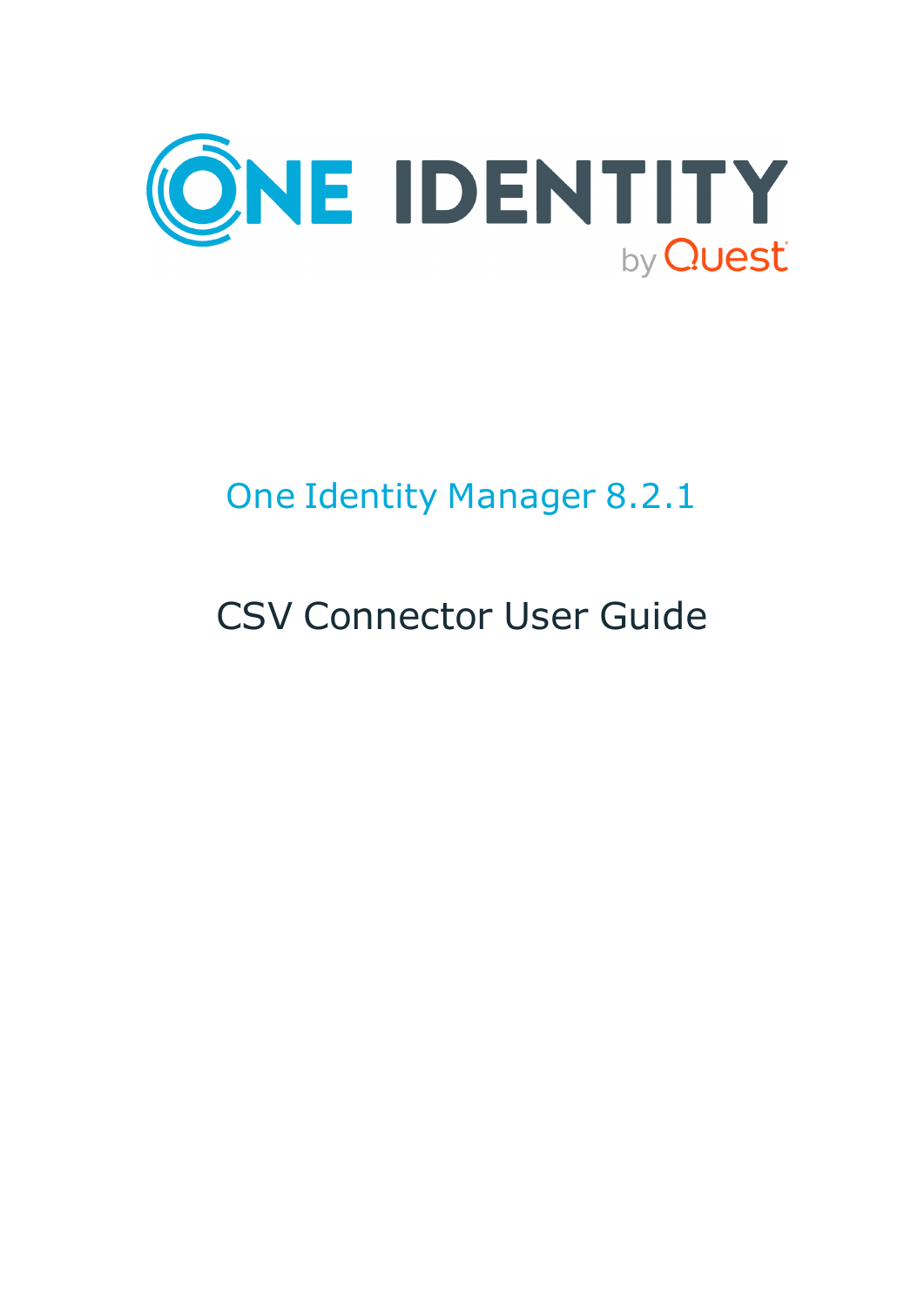One Identity Manager 8.2.1

# CSV Connector User Guide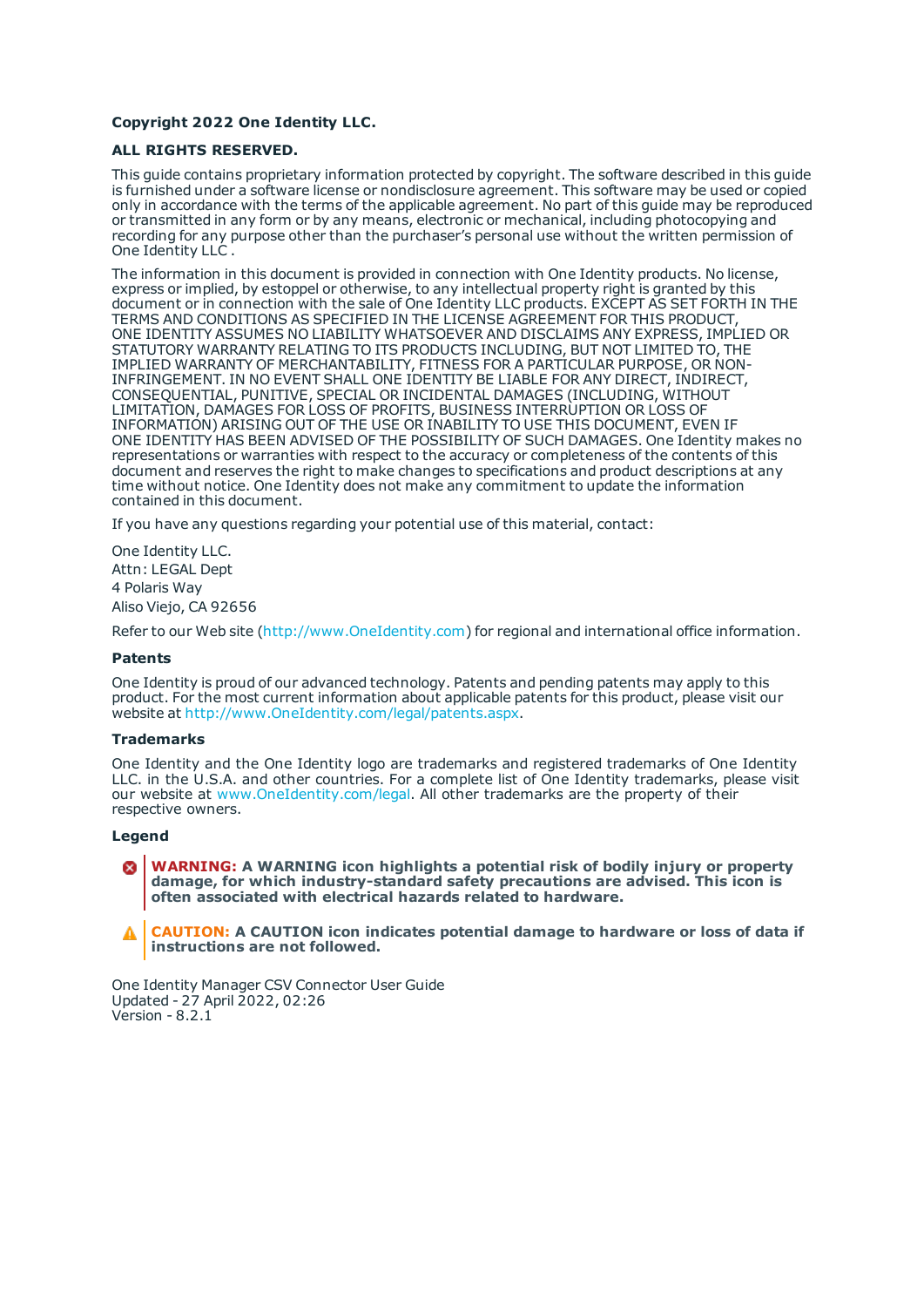**Copyright 2022 One Identity LLC.**

**ALL RIGHTS RESERVED.**

This guide contains proprietary information protected by copyright. The software described in this guide is furnished under a software license or nondisclosure agreement. This software may be used or copied only in accordance with the terms of the applicable agreement. No part of this guide may be reproduced or transmitted in any form or by any means, electronic or mechanical, including photocopying and recording for any purpose other than the purchaser's personal use without the written permission of One Identity LLC .

The information in this document is provided in connection with One Identity products. No license, express or implied, by estoppel or otherwise, to any intellectual property right is granted by this document or in connection with the sale of One Identity LLC products. EXCEPT AS SET FORTH IN THE TERMS AND CONDITIONS AS SPECIFIED IN THE LICENSE AGREEMENT FOR THIS PRODUCT, ONE IDENTITY ASSUMES NO LIABILITY WHATSOEVER AND DISCLAIMS ANY EXPRESS, IMPLIED OR STATUTORY WARRANTY RELATING TO ITS PRODUCTS INCLUDING, BUT NOT LIMITED TO, THE IMPLIED WARRANTY OF MERCHANTABILITY, FITNESS FOR A PARTICULAR PURPOSE, OR NON-INFRINGEMENT. IN NO EVENT SHALL ONE IDENTITY BE LIABLE FOR ANY DIRECT, INDIRECT, CONSEQUENTIAL, PUNITIVE, SPECIAL OR INCIDENTAL DAMAGES (INCLUDING, WITHOUT LIMITATION, DAMAGES FOR LOSS OF PROFITS, BUSINESS INTERRUPTION OR LOSS OF INFORMATION) ARISING OUT OF THE USE OR INABILITY TO USE THIS DOCUMENT, EVEN IF ONE IDENTITY HAS BEEN ADVISED OF THE POSSIBILITY OF SUCH DAMAGES. One Identity makes no representations or warranties with respect to the accuracy or completeness of the contents of this document and reserves the right to make changes to specifications and product descriptions at any time without notice. One Identity does not make any commitment to update the information contained in this document.

If you have any questions regarding your potential use of this material, contact:

One Identity LLC.
Attn: LEGAL Dept
4 Polaris Way
Aliso Viejo, CA 92656

Refer to our Web site (http://www.OneIdentity.com) for regional and international office information.

**Patents**

One Identity is proud of our advanced technology. Patents and pending patents may apply to this product. For the most current information about applicable patents for this product, please visit our website at http://www.OneIdentity.com/legal/patents.aspx.

**Trademarks**

One Identity and the One Identity logo are trademarks and registered trademarks of One Identity LLC. in the U.S.A. and other countries. For a complete list of One Identity trademarks, please visit our website at www.OneIdentity.com/legal. All other trademarks are the property of their respective owners.

**Legend**

**WARNING: A WARNING icon highlights a potential risk of bodily injury or property damage, for which industry-standard safety precautions are advised. This icon is often associated with electrical hazards related to hardware.**

**CAUTION: A CAUTION icon indicates potential damage to hardware or loss of data if instructions are not followed.**

One Identity Manager CSV Connector User Guide
Updated - 27 April 2022, 02:26
Version - 8.2.1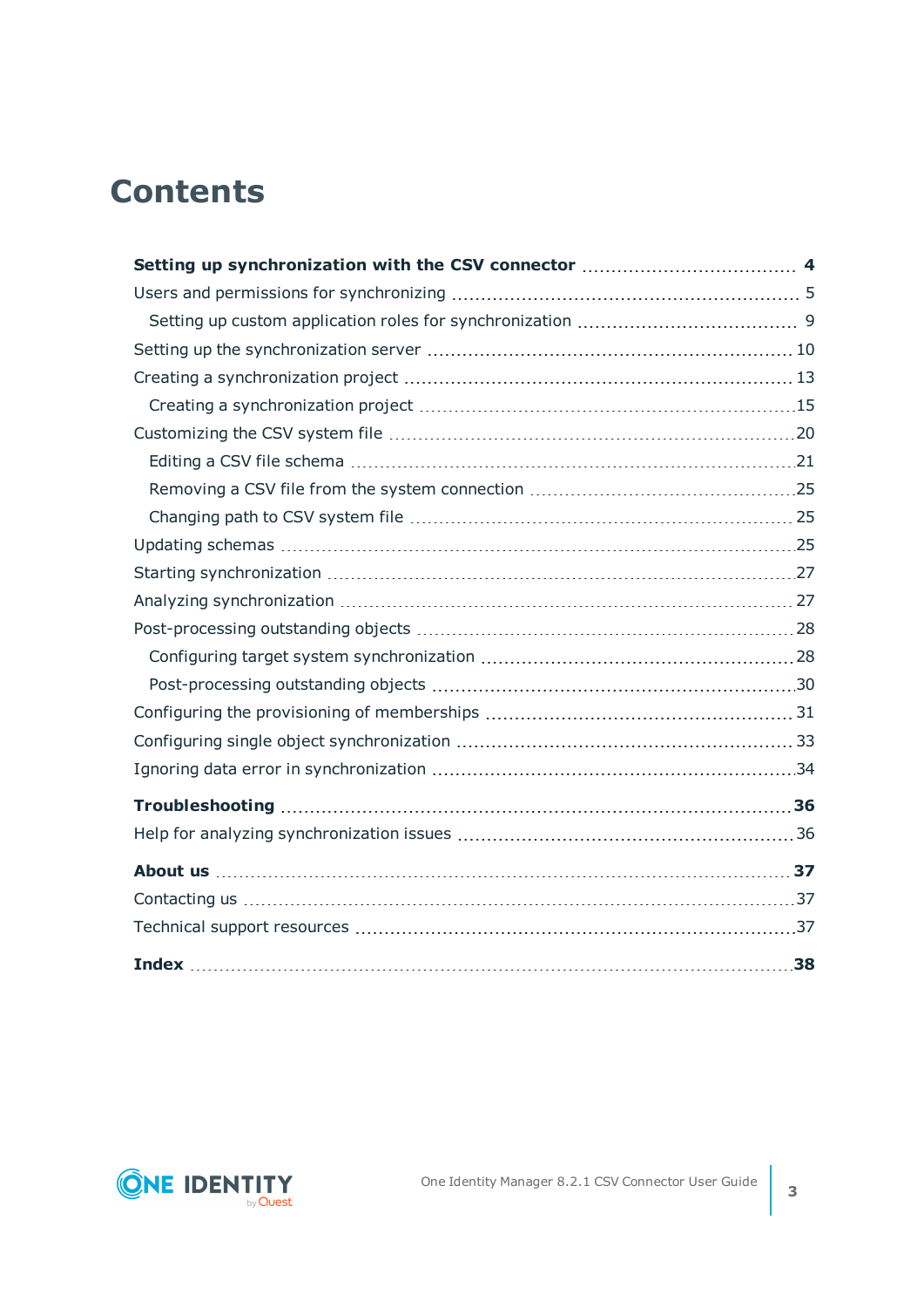# Contents

**Setting up synchronization with the CSV connector** 4

- Users and permissions for synchronizing 5
  - Setting up custom application roles for synchronization 9
- Setting up the synchronization server 10
- Creating a synchronization project 13
  - Creating a synchronization project 15
- Customizing the CSV system file 20
  - Editing a CSV file schema 21
  - Removing a CSV file from the system connection 25
  - Changing path to CSV system file 25
- Updating schemas 25
- Starting synchronization 27
- Analyzing synchronization 27
- Post-processing outstanding objects 28
  - Configuring target system synchronization 28
  - Post-processing outstanding objects 30
- Configuring the provisioning of memberships 31
- Configuring single object synchronization 33
- Ignoring data error in synchronization 34

**Troubleshooting** 36

- Help for analyzing synchronization issues 36

**About us** 37

- Contacting us 37
- Technical support resources 37

**Index** 38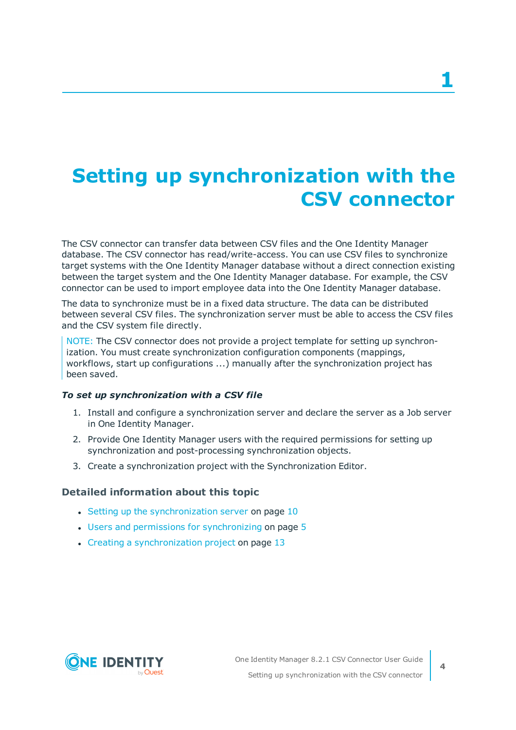# 1 Setting up synchronization with the CSV connector

The CSV connector can transfer data between CSV files and the One Identity Manager database. The CSV connector has read/write-access. You can use CSV files to synchronize target systems with the One Identity Manager database without a direct connection existing between the target system and the One Identity Manager database. For example, the CSV connector can be used to import employee data into the One Identity Manager database.

The data to synchronize must be in a fixed data structure. The data can be distributed between several CSV files. The synchronization server must be able to access the CSV files and the CSV system file directly.

> NOTE: The CSV connector does not provide a project template for setting up synchronization. You must create synchronization configuration components (mappings, workflows, start up configurations ...) manually after the synchronization project has been saved.

***To set up synchronization with a CSV file***

1. Install and configure a synchronization server and declare the server as a Job server in One Identity Manager.
2. Provide One Identity Manager users with the required permissions for setting up synchronization and post-processing synchronization objects.
3. Create a synchronization project with the Synchronization Editor.

### Detailed information about this topic

- Setting up the synchronization server on page 10
- Users and permissions for synchronizing on page 5
- Creating a synchronization project on page 13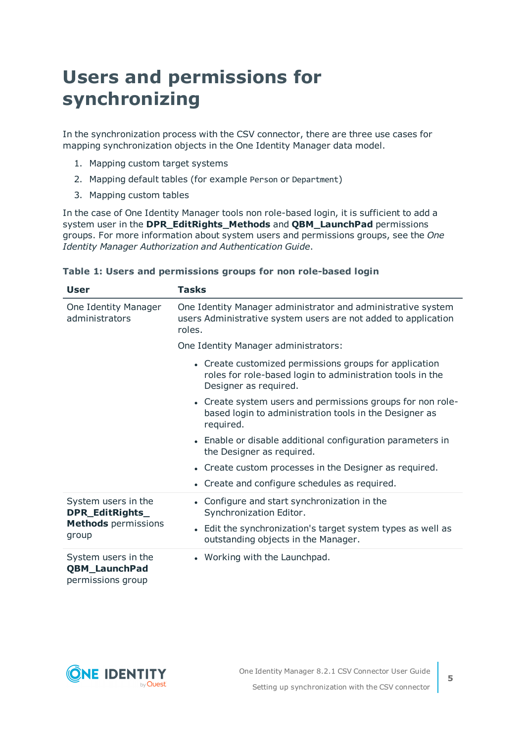# Users and permissions for synchronizing

In the synchronization process with the CSV connector, there are three use cases for mapping synchronization objects in the One Identity Manager data model.

1. Mapping custom target systems
2. Mapping default tables (for example `Person` or `Department`)
3. Mapping custom tables

In the case of One Identity Manager tools non role-based login, it is sufficient to add a system user in the **DPR_EditRights_Methods** and **QBM_LaunchPad** permissions groups. For more information about system users and permissions groups, see the *One Identity Manager Authorization and Authentication Guide*.

**Table 1: Users and permissions groups for non role-based login**

| User | Tasks |
|---|---|
| One Identity Manager administrators | One Identity Manager administrator and administrative system users Administrative system users are not added to application roles.<br><br>One Identity Manager administrators:<br><br>• Create customized permissions groups for application roles for role-based login to administration tools in the Designer as required.<br>• Create system users and permissions groups for non role-based login to administration tools in the Designer as required.<br>• Enable or disable additional configuration parameters in the Designer as required.<br>• Create custom processes in the Designer as required.<br>• Create and configure schedules as required. |
| System users in the **DPR_EditRights_Methods** permissions group | • Configure and start synchronization in the Synchronization Editor.<br>• Edit the synchronization's target system types as well as outstanding objects in the Manager. |
| System users in the **QBM_LaunchPad** permissions group | • Working with the Launchpad. |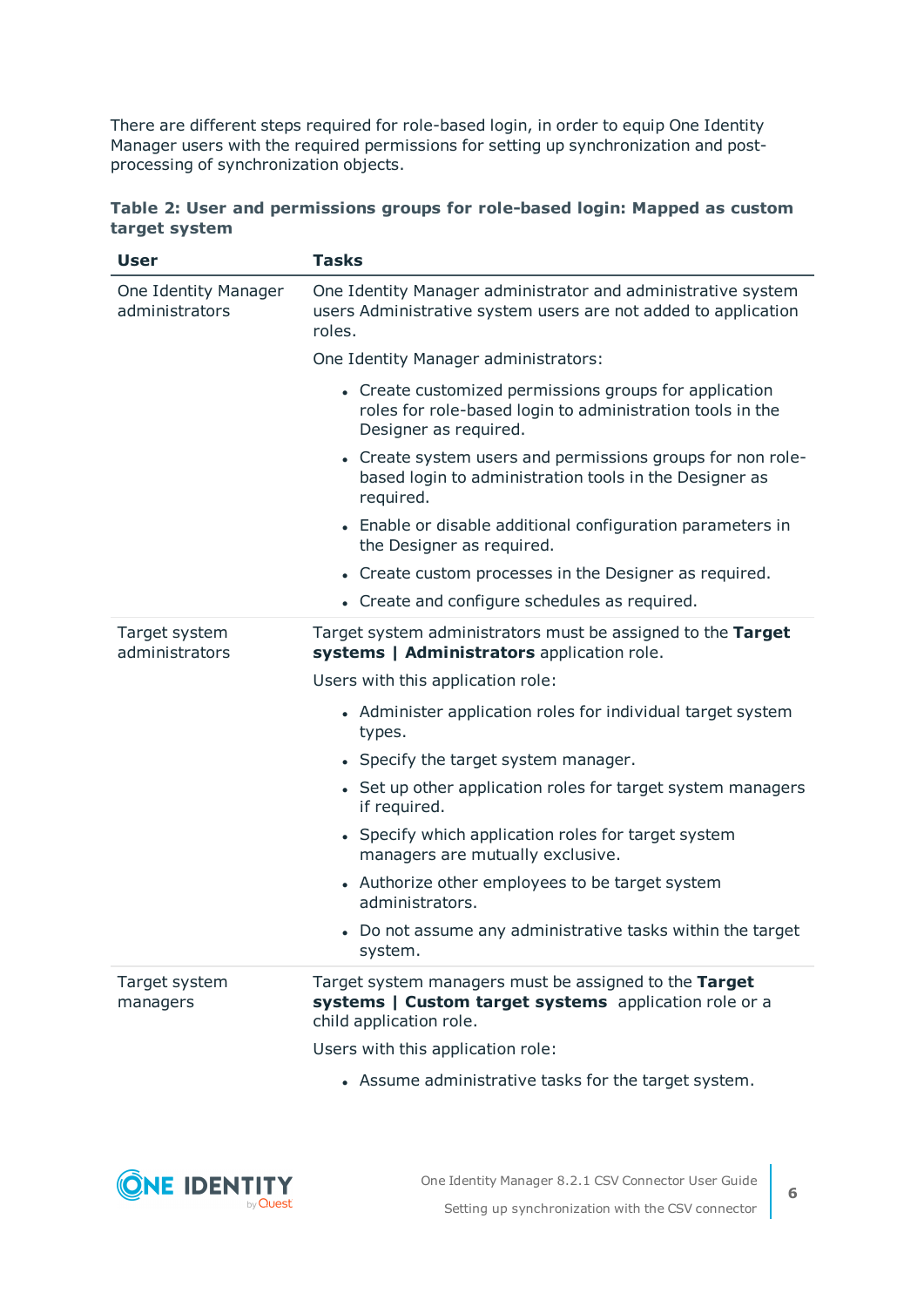There are different steps required for role-based login, in order to equip One Identity Manager users with the required permissions for setting up synchronization and post-processing of synchronization objects.

**Table 2: User and permissions groups for role-based login: Mapped as custom target system**

| User | Tasks |
|---|---|
| One Identity Manager administrators | One Identity Manager administrator and administrative system users Administrative system users are not added to application roles.<br><br>One Identity Manager administrators:<br><br>• Create customized permissions groups for application roles for role-based login to administration tools in the Designer as required.<br>• Create system users and permissions groups for non role-based login to administration tools in the Designer as required.<br>• Enable or disable additional configuration parameters in the Designer as required.<br>• Create custom processes in the Designer as required.<br>• Create and configure schedules as required. |
| Target system administrators | Target system administrators must be assigned to the **Target systems \| Administrators** application role.<br><br>Users with this application role:<br><br>• Administer application roles for individual target system types.<br>• Specify the target system manager.<br>• Set up other application roles for target system managers if required.<br>• Specify which application roles for target system managers are mutually exclusive.<br>• Authorize other employees to be target system administrators.<br>• Do not assume any administrative tasks within the target system. |
| Target system managers | Target system managers must be assigned to the **Target systems \| Custom target systems** application role or a child application role.<br><br>Users with this application role:<br><br>• Assume administrative tasks for the target system. |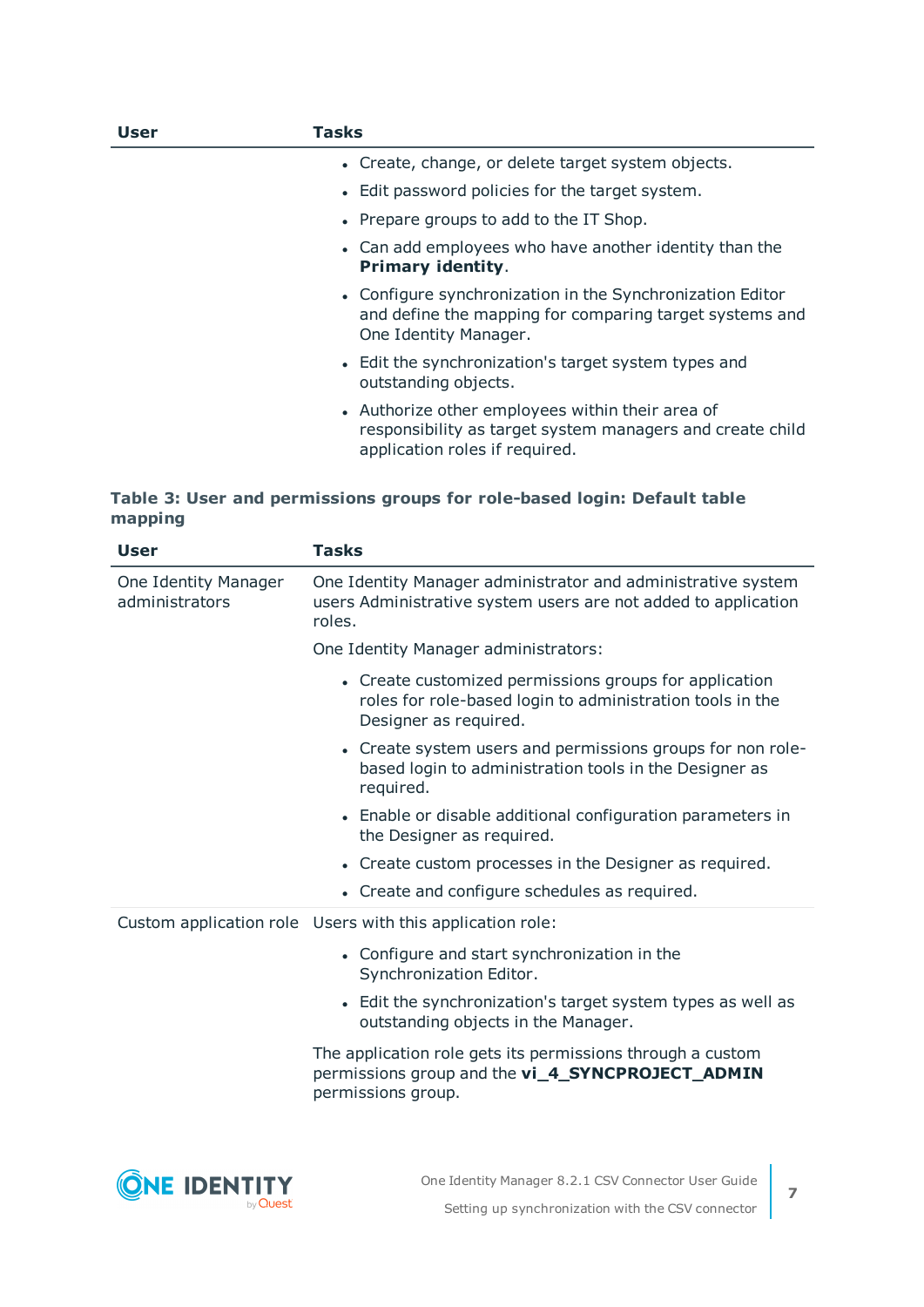| User | Tasks |
|---|---|
| | • Create, change, or delete target system objects.<br>• Edit password policies for the target system.<br>• Prepare groups to add to the IT Shop.<br>• Can add employees who have another identity than the **Primary identity**.<br>• Configure synchronization in the Synchronization Editor and define the mapping for comparing target systems and One Identity Manager.<br>• Edit the synchronization's target system types and outstanding objects.<br>• Authorize other employees within their area of responsibility as target system managers and create child application roles if required. |

**Table 3: User and permissions groups for role-based login: Default table mapping**

| User | Tasks |
|---|---|
| One Identity Manager administrators | One Identity Manager administrator and administrative system users Administrative system users are not added to application roles.<br><br>One Identity Manager administrators:<br><br>• Create customized permissions groups for application roles for role-based login to administration tools in the Designer as required.<br>• Create system users and permissions groups for non role-based login to administration tools in the Designer as required.<br>• Enable or disable additional configuration parameters in the Designer as required.<br>• Create custom processes in the Designer as required.<br>• Create and configure schedules as required. |
| Custom application role | Users with this application role:<br><br>• Configure and start synchronization in the Synchronization Editor.<br>• Edit the synchronization's target system types as well as outstanding objects in the Manager.<br><br>The application role gets its permissions through a custom permissions group and the **vi_4_SYNCPROJECT_ADMIN** permissions group. |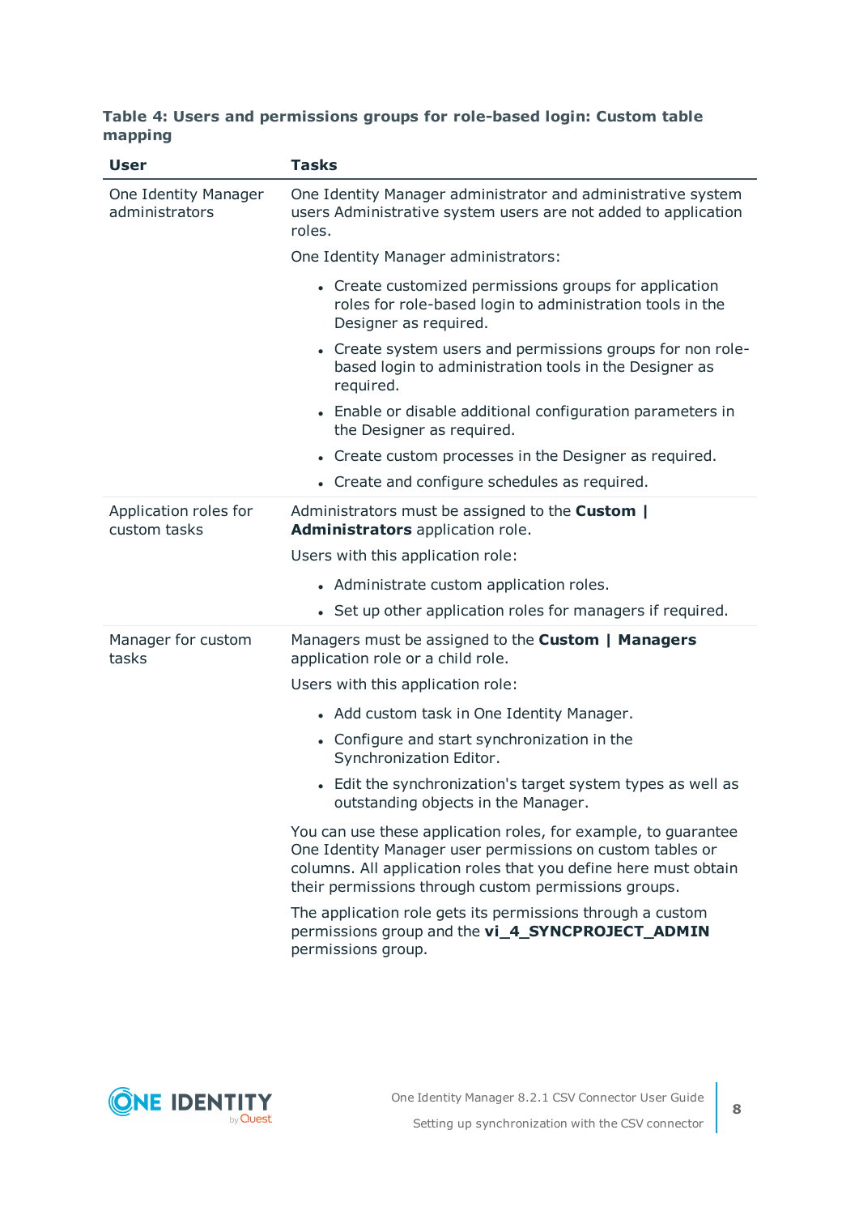**Table 4: Users and permissions groups for role-based login: Custom table mapping**

| User | Tasks |
|---|---|
| One Identity Manager administrators | One Identity Manager administrator and administrative system users Administrative system users are not added to application roles.<br><br>One Identity Manager administrators:<br><br>• Create customized permissions groups for application roles for role-based login to administration tools in the Designer as required.<br>• Create system users and permissions groups for non role-based login to administration tools in the Designer as required.<br>• Enable or disable additional configuration parameters in the Designer as required.<br>• Create custom processes in the Designer as required.<br>• Create and configure schedules as required. |
| Application roles for custom tasks | Administrators must be assigned to the **Custom \| Administrators** application role.<br><br>Users with this application role:<br><br>• Administrate custom application roles.<br>• Set up other application roles for managers if required. |
| Manager for custom tasks | Managers must be assigned to the **Custom \| Managers** application role or a child role.<br><br>Users with this application role:<br><br>• Add custom task in One Identity Manager.<br>• Configure and start synchronization in the Synchronization Editor.<br>• Edit the synchronization's target system types as well as outstanding objects in the Manager.<br><br>You can use these application roles, for example, to guarantee One Identity Manager user permissions on custom tables or columns. All application roles that you define here must obtain their permissions through custom permissions groups.<br><br>The application role gets its permissions through a custom permissions group and the **vi_4_SYNCPROJECT_ADMIN** permissions group. |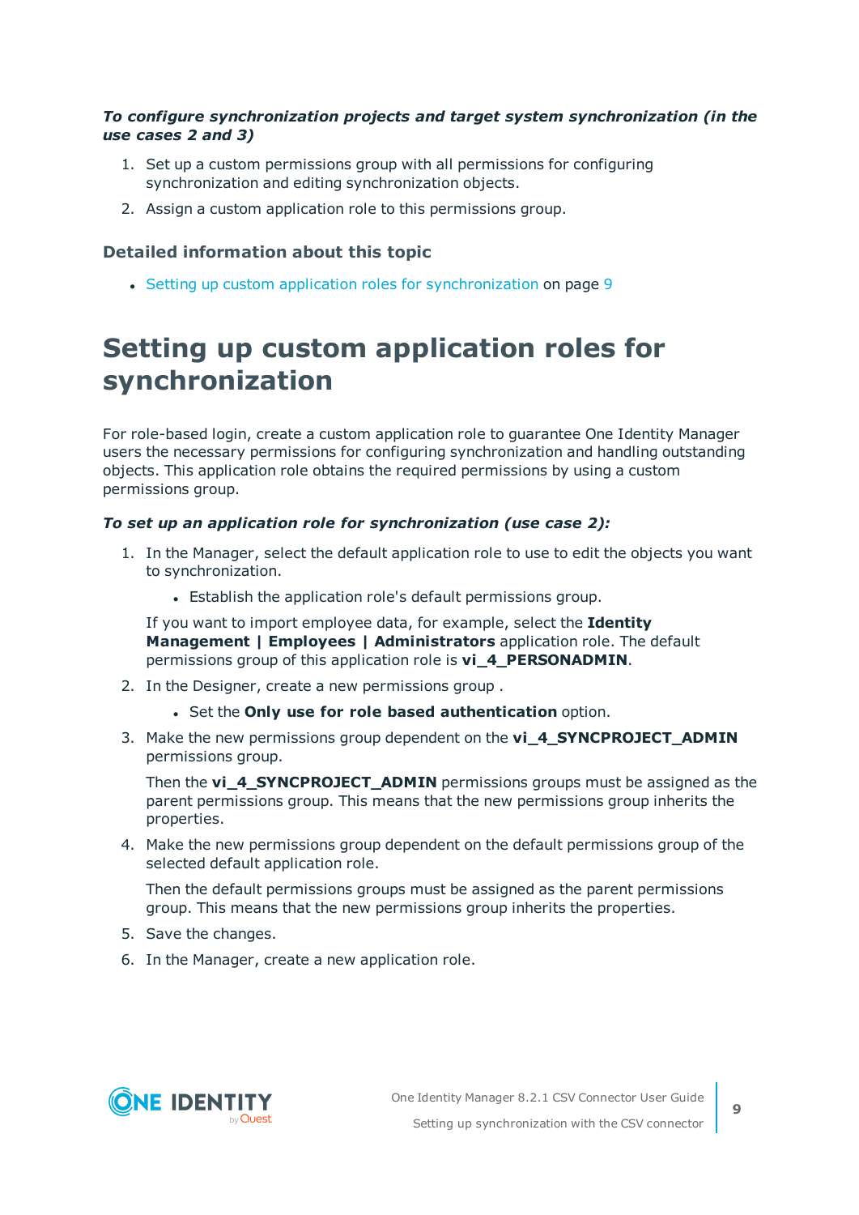***To configure synchronization projects and target system synchronization (in the use cases 2 and 3)***

1. Set up a custom permissions group with all permissions for configuring synchronization and editing synchronization objects.
2. Assign a custom application role to this permissions group.

### Detailed information about this topic

- Setting up custom application roles for synchronization on page 9

# Setting up custom application roles for synchronization

For role-based login, create a custom application role to guarantee One Identity Manager users the necessary permissions for configuring synchronization and handling outstanding objects. This application role obtains the required permissions by using a custom permissions group.

***To set up an application role for synchronization (use case 2):***

1. In the Manager, select the default application role to use to edit the objects you want to synchronization.
   - Establish the application role's default permissions group.

   If you want to import employee data, for example, select the **Identity Management | Employees | Administrators** application role. The default permissions group of this application role is **vi_4_PERSONADMIN**.
2. In the Designer, create a new permissions group .
   - Set the **Only use for role based authentication** option.
3. Make the new permissions group dependent on the **vi_4_SYNCPROJECT_ADMIN** permissions group.

   Then the **vi_4_SYNCPROJECT_ADMIN** permissions groups must be assigned as the parent permissions group. This means that the new permissions group inherits the properties.
4. Make the new permissions group dependent on the default permissions group of the selected default application role.

   Then the default permissions groups must be assigned as the parent permissions group. This means that the new permissions group inherits the properties.
5. Save the changes.
6. In the Manager, create a new application role.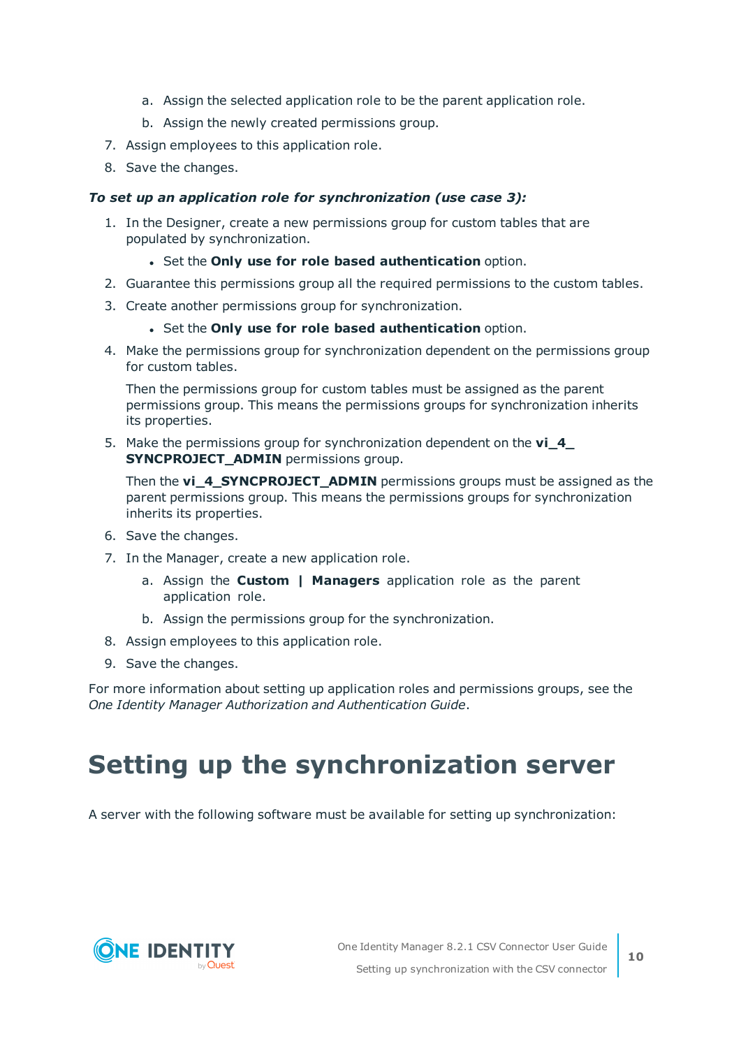a. Assign the selected application role to be the parent application role.

   b. Assign the newly created permissions group.

7. Assign employees to this application role.
8. Save the changes.

***To set up an application role for synchronization (use case 3):***

1. In the Designer, create a new permissions group for custom tables that are populated by synchronization.
   - Set the **Only use for role based authentication** option.
2. Guarantee this permissions group all the required permissions to the custom tables.
3. Create another permissions group for synchronization.
   - Set the **Only use for role based authentication** option.
4. Make the permissions group for synchronization dependent on the permissions group for custom tables.

   Then the permissions group for custom tables must be assigned as the parent permissions group. This means the permissions groups for synchronization inherits its properties.
5. Make the permissions group for synchronization dependent on the **vi_4_SYNCPROJECT_ADMIN** permissions group.

   Then the **vi_4_SYNCPROJECT_ADMIN** permissions groups must be assigned as the parent permissions group. This means the permissions groups for synchronization inherits its properties.
6. Save the changes.
7. In the Manager, create a new application role.
   
   a. Assign the **Custom | Managers** application role as the parent application role.

   b. Assign the permissions group for the synchronization.
8. Assign employees to this application role.
9. Save the changes.

For more information about setting up application roles and permissions groups, see the *One Identity Manager Authorization and Authentication Guide*.

# Setting up the synchronization server

A server with the following software must be available for setting up synchronization: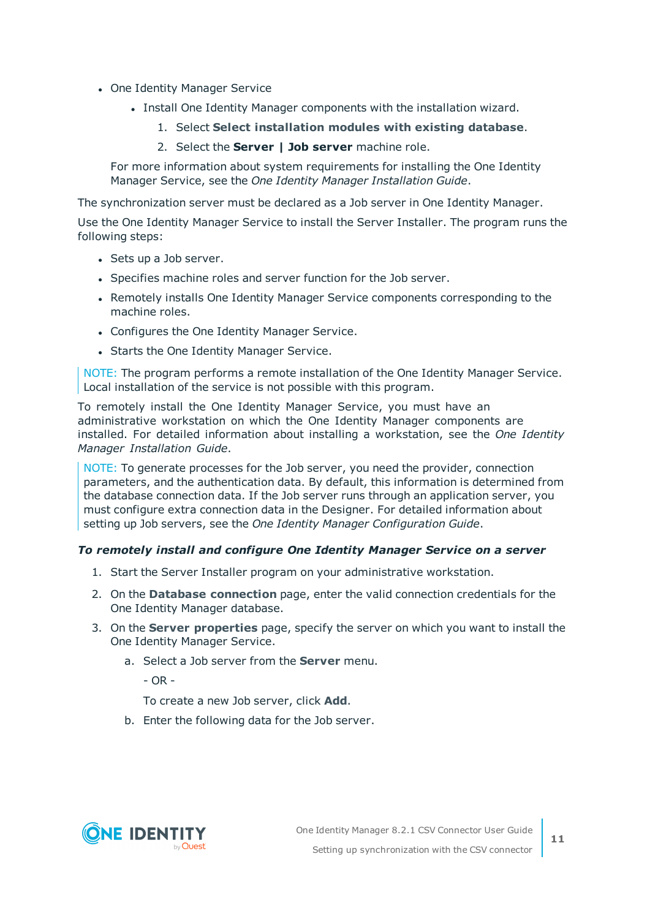- One Identity Manager Service
    - Install One Identity Manager components with the installation wizard.
        1. Select **Select installation modules with existing database**.
        2. Select the **Server | Job server** machine role.

  For more information about system requirements for installing the One Identity Manager Service, see the *One Identity Manager Installation Guide*.

The synchronization server must be declared as a Job server in One Identity Manager.

Use the One Identity Manager Service to install the Server Installer. The program runs the following steps:

- Sets up a Job server.
- Specifies machine roles and server function for the Job server.
- Remotely installs One Identity Manager Service components corresponding to the machine roles.
- Configures the One Identity Manager Service.
- Starts the One Identity Manager Service.

> NOTE: The program performs a remote installation of the One Identity Manager Service. Local installation of the service is not possible with this program.

To remotely install the One Identity Manager Service, you must have an administrative workstation on which the One Identity Manager components are installed. For detailed information about installing a workstation, see the *One Identity Manager Installation Guide*.

> NOTE: To generate processes for the Job server, you need the provider, connection parameters, and the authentication data. By default, this information is determined from the database connection data. If the Job server runs through an application server, you must configure extra connection data in the Designer. For detailed information about setting up Job servers, see the *One Identity Manager Configuration Guide*.

***To remotely install and configure One Identity Manager Service on a server***

1. Start the Server Installer program on your administrative workstation.
2. On the **Database connection** page, enter the valid connection credentials for the One Identity Manager database.
3. On the **Server properties** page, specify the server on which you want to install the One Identity Manager Service.
    a. Select a Job server from the **Server** menu.

       - OR -

       To create a new Job server, click **Add**.

    b. Enter the following data for the Job server.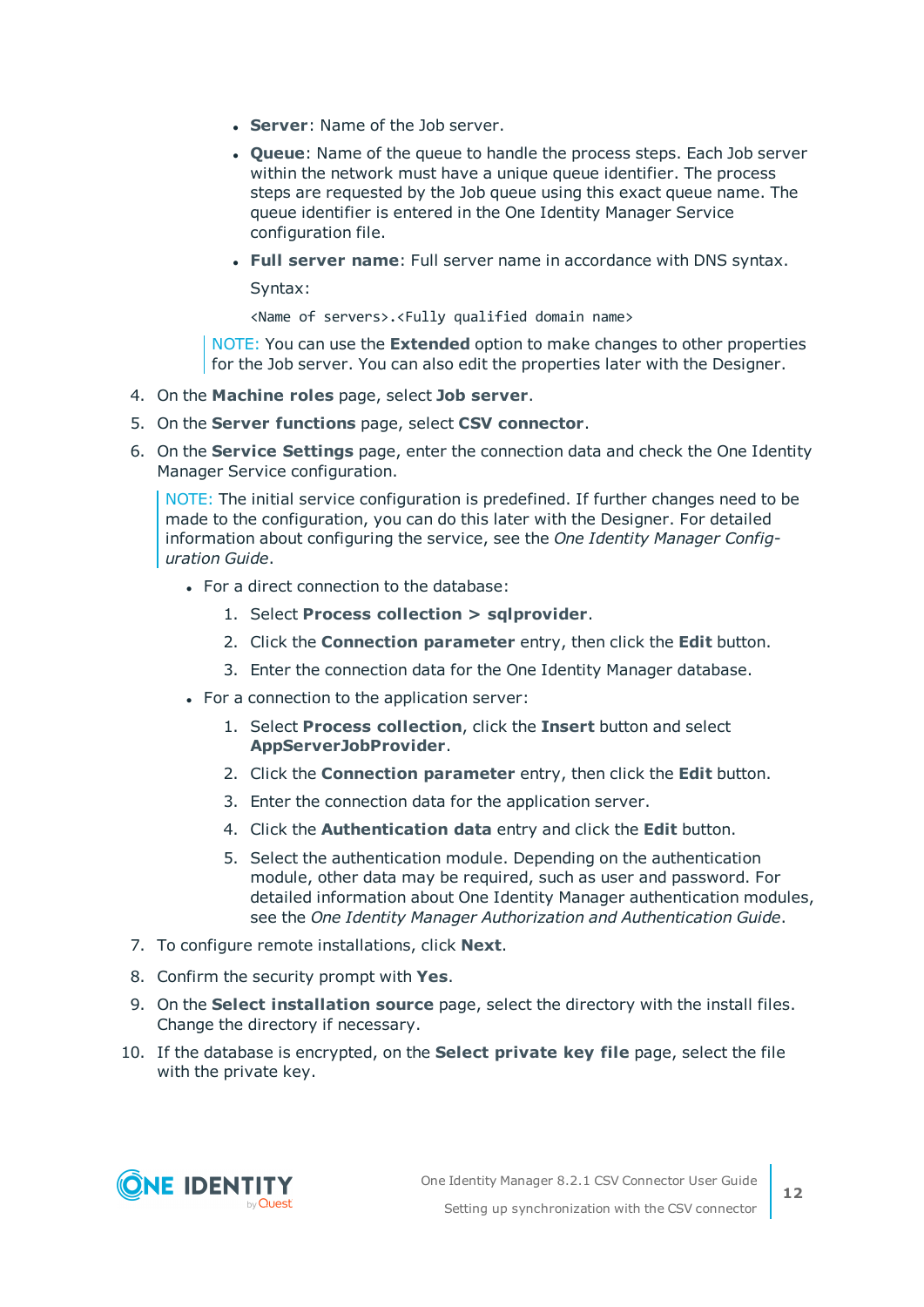- **Server**: Name of the Job server.
- **Queue**: Name of the queue to handle the process steps. Each Job server within the network must have a unique queue identifier. The process steps are requested by the Job queue using this exact queue name. The queue identifier is entered in the One Identity Manager Service configuration file.
- **Full server name**: Full server name in accordance with DNS syntax.

  Syntax:

  ```
  <Name of servers>.<Fully qualified domain name>
  ```

> NOTE: You can use the **Extended** option to make changes to other properties for the Job server. You can also edit the properties later with the Designer.

4. On the **Machine roles** page, select **Job server**.
5. On the **Server functions** page, select **CSV connector**.
6. On the **Service Settings** page, enter the connection data and check the One Identity Manager Service configuration.

   > NOTE: The initial service configuration is predefined. If further changes need to be made to the configuration, you can do this later with the Designer. For detailed information about configuring the service, see the *One Identity Manager Configuration Guide*.

   - For a direct connection to the database:
     1. Select **Process collection > sqlprovider**.
     2. Click the **Connection parameter** entry, then click the **Edit** button.
     3. Enter the connection data for the One Identity Manager database.
   - For a connection to the application server:
     1. Select **Process collection**, click the **Insert** button and select **AppServerJobProvider**.
     2. Click the **Connection parameter** entry, then click the **Edit** button.
     3. Enter the connection data for the application server.
     4. Click the **Authentication data** entry and click the **Edit** button.
     5. Select the authentication module. Depending on the authentication module, other data may be required, such as user and password. For detailed information about One Identity Manager authentication modules, see the *One Identity Manager Authorization and Authentication Guide*.
7. To configure remote installations, click **Next**.
8. Confirm the security prompt with **Yes**.
9. On the **Select installation source** page, select the directory with the install files. Change the directory if necessary.
10. If the database is encrypted, on the **Select private key file** page, select the file with the private key.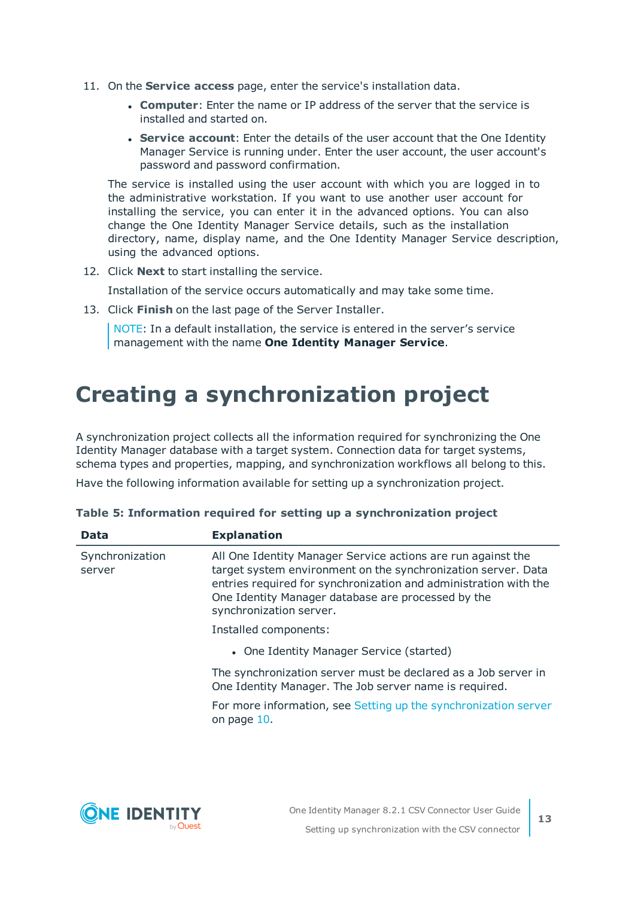11. On the **Service access** page, enter the service's installation data.

    - **Computer**: Enter the name or IP address of the server that the service is installed and started on.
    - **Service account**: Enter the details of the user account that the One Identity Manager Service is running under. Enter the user account, the user account's password and password confirmation.

    The service is installed using the user account with which you are logged in to the administrative workstation. If you want to use another user account for installing the service, you can enter it in the advanced options. You can also change the One Identity Manager Service details, such as the installation directory, name, display name, and the One Identity Manager Service description, using the advanced options.

12. Click **Next** to start installing the service.

    Installation of the service occurs automatically and may take some time.

13. Click **Finish** on the last page of the Server Installer.

    NOTE: In a default installation, the service is entered in the server's service management with the name **One Identity Manager Service**.

# Creating a synchronization project

A synchronization project collects all the information required for synchronizing the One Identity Manager database with a target system. Connection data for target systems, schema types and properties, mapping, and synchronization workflows all belong to this.

Have the following information available for setting up a synchronization project.

**Table 5: Information required for setting up a synchronization project**

| Data | Explanation |
|---|---|
| Synchronization server | All One Identity Manager Service actions are run against the target system environment on the synchronization server. Data entries required for synchronization and administration with the One Identity Manager database are processed by the synchronization server.<br><br>Installed components:<br><br>- One Identity Manager Service (started)<br><br>The synchronization server must be declared as a Job server in One Identity Manager. The Job server name is required.<br><br>For more information, see Setting up the synchronization server on page 10. |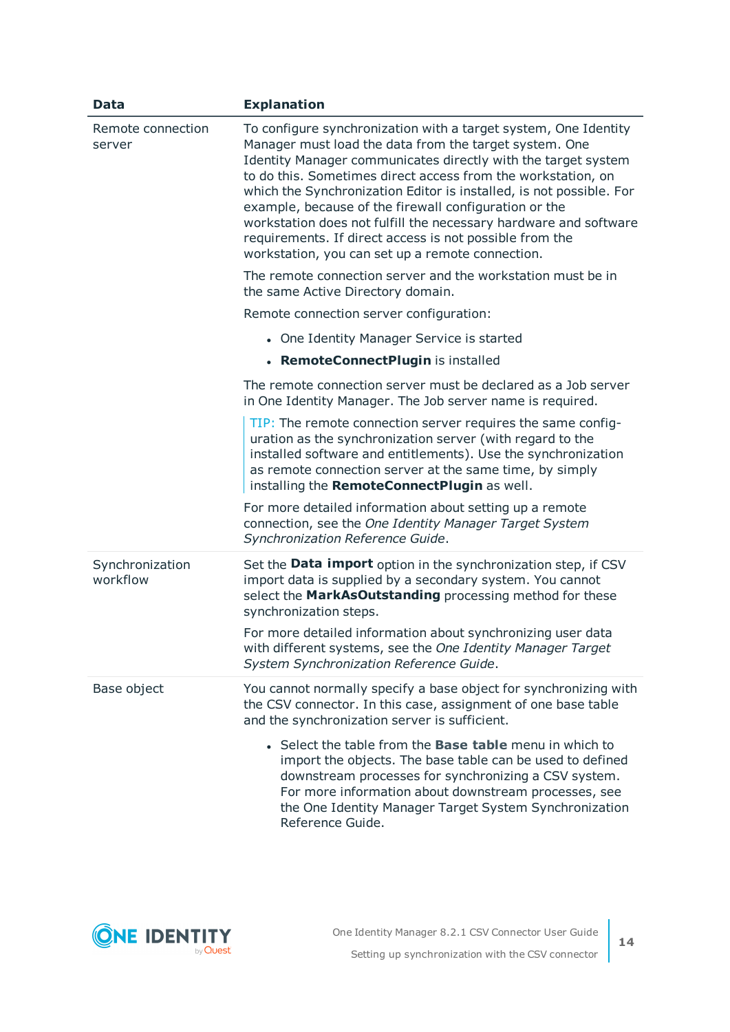| Data | Explanation |
|---|---|
| Remote connection server | To configure synchronization with a target system, One Identity Manager must load the data from the target system. One Identity Manager communicates directly with the target system to do this. Sometimes direct access from the workstation, on which the Synchronization Editor is installed, is not possible. For example, because of the firewall configuration or the workstation does not fulfill the necessary hardware and software requirements. If direct access is not possible from the workstation, you can set up a remote connection.<br><br>The remote connection server and the workstation must be in the same Active Directory domain.<br><br>Remote connection server configuration:<br><br>• One Identity Manager Service is started<br>• **RemoteConnectPlugin** is installed<br><br>The remote connection server must be declared as a Job server in One Identity Manager. The Job server name is required.<br><br>TIP: The remote connection server requires the same configuration as the synchronization server (with regard to the installed software and entitlements). Use the synchronization as remote connection server at the same time, by simply installing the **RemoteConnectPlugin** as well.<br><br>For more detailed information about setting up a remote connection, see the *One Identity Manager Target System Synchronization Reference Guide*. |
| Synchronization workflow | Set the **Data import** option in the synchronization step, if CSV import data is supplied by a secondary system. You cannot select the **MarkAsOutstanding** processing method for these synchronization steps.<br><br>For more detailed information about synchronizing user data with different systems, see the *One Identity Manager Target System Synchronization Reference Guide*. |
| Base object | You cannot normally specify a base object for synchronizing with the CSV connector. In this case, assignment of one base table and the synchronization server is sufficient.<br><br>• Select the table from the **Base table** menu in which to import the objects. The base table can be used to defined downstream processes for synchronizing a CSV system. For more information about downstream processes, see the One Identity Manager Target System Synchronization Reference Guide. |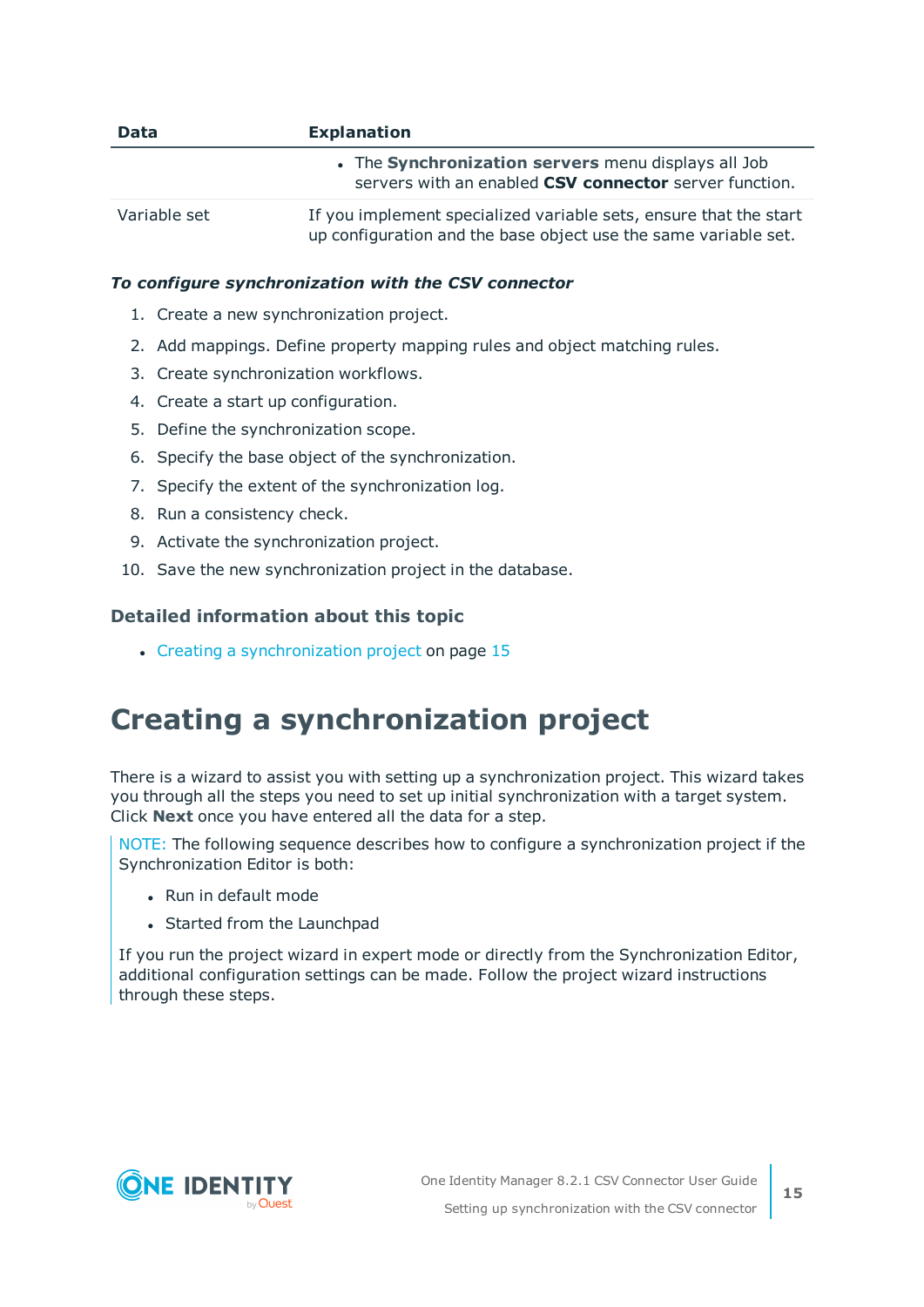| Data | Explanation |
|---|---|
| | - The **Synchronization servers** menu displays all Job servers with an enabled **CSV connector** server function. |
| Variable set | If you implement specialized variable sets, ensure that the start up configuration and the base object use the same variable set. |

***To configure synchronization with the CSV connector***

1. Create a new synchronization project.
2. Add mappings. Define property mapping rules and object matching rules.
3. Create synchronization workflows.
4. Create a start up configuration.
5. Define the synchronization scope.
6. Specify the base object of the synchronization.
7. Specify the extent of the synchronization log.
8. Run a consistency check.
9. Activate the synchronization project.
10. Save the new synchronization project in the database.

### Detailed information about this topic

- Creating a synchronization project on page 15

# Creating a synchronization project

There is a wizard to assist you with setting up a synchronization project. This wizard takes you through all the steps you need to set up initial synchronization with a target system. Click **Next** once you have entered all the data for a step.

NOTE: The following sequence describes how to configure a synchronization project if the Synchronization Editor is both:

- Run in default mode
- Started from the Launchpad

If you run the project wizard in expert mode or directly from the Synchronization Editor, additional configuration settings can be made. Follow the project wizard instructions through these steps.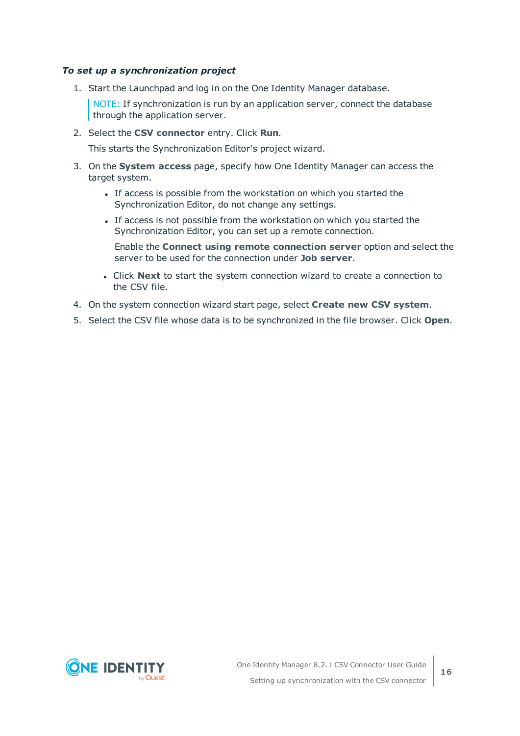*__To set up a synchronization project__*

1. Start the Launchpad and log in on the One Identity Manager database.

   > NOTE: If synchronization is run by an application server, connect the database through the application server.

2. Select the **CSV connector** entry. Click **Run**.

   This starts the Synchronization Editor's project wizard.

3. On the **System access** page, specify how One Identity Manager can access the target system.

   - If access is possible from the workstation on which you started the Synchronization Editor, do not change any settings.
   - If access is not possible from the workstation on which you started the Synchronization Editor, you can set up a remote connection.

     Enable the **Connect using remote connection server** option and select the server to be used for the connection under **Job server**.

   - Click **Next** to start the system connection wizard to create a connection to the CSV file.

4. On the system connection wizard start page, select **Create new CSV system**.
5. Select the CSV file whose data is to be synchronized in the file browser. Click **Open**.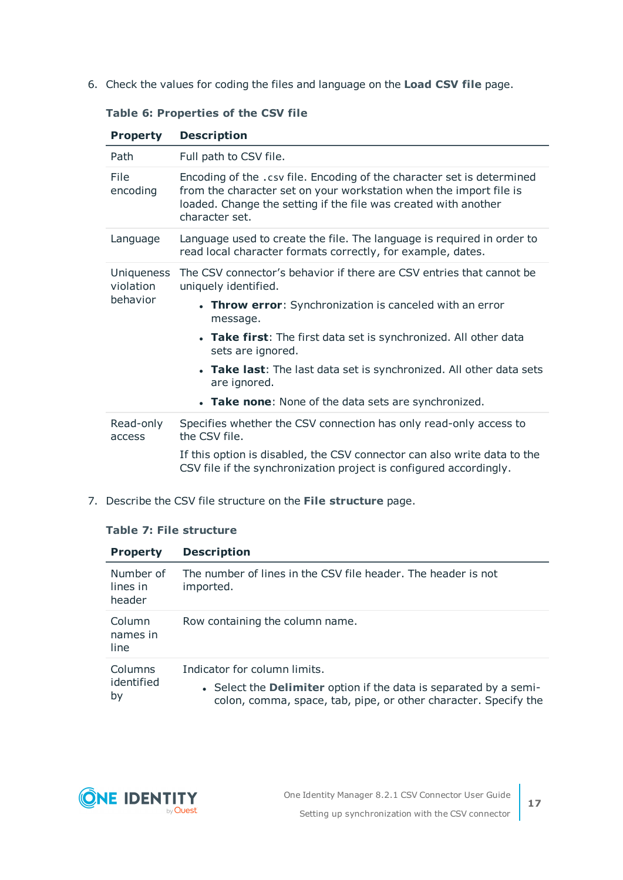6. Check the values for coding the files and language on the **Load CSV file** page.

**Table 6: Properties of the CSV file**

| Property | Description |
|---|---|
| Path | Full path to CSV file. |
| File encoding | Encoding of the `.csv` file. Encoding of the character set is determined from the character set on your workstation when the import file is loaded. Change the setting if the file was created with another character set. |
| Language | Language used to create the file. The language is required in order to read local character formats correctly, for example, dates. |
| Uniqueness violation behavior | The CSV connector's behavior if there are CSV entries that cannot be uniquely identified.<br>• **Throw error**: Synchronization is canceled with an error message.<br>• **Take first**: The first data set is synchronized. All other data sets are ignored.<br>• **Take last**: The last data set is synchronized. All other data sets are ignored.<br>• **Take none**: None of the data sets are synchronized. |
| Read-only access | Specifies whether the CSV connection has only read-only access to the CSV file.<br>If this option is disabled, the CSV connector can also write data to the CSV file if the synchronization project is configured accordingly. |

7. Describe the CSV file structure on the **File structure** page.

**Table 7: File structure**

| Property | Description |
|---|---|
| Number of lines in header | The number of lines in the CSV file header. The header is not imported. |
| Column names in line | Row containing the column name. |
| Columns identified by | Indicator for column limits.<br>• Select the **Delimiter** option if the data is separated by a semi-colon, comma, space, tab, pipe, or other character. Specify the |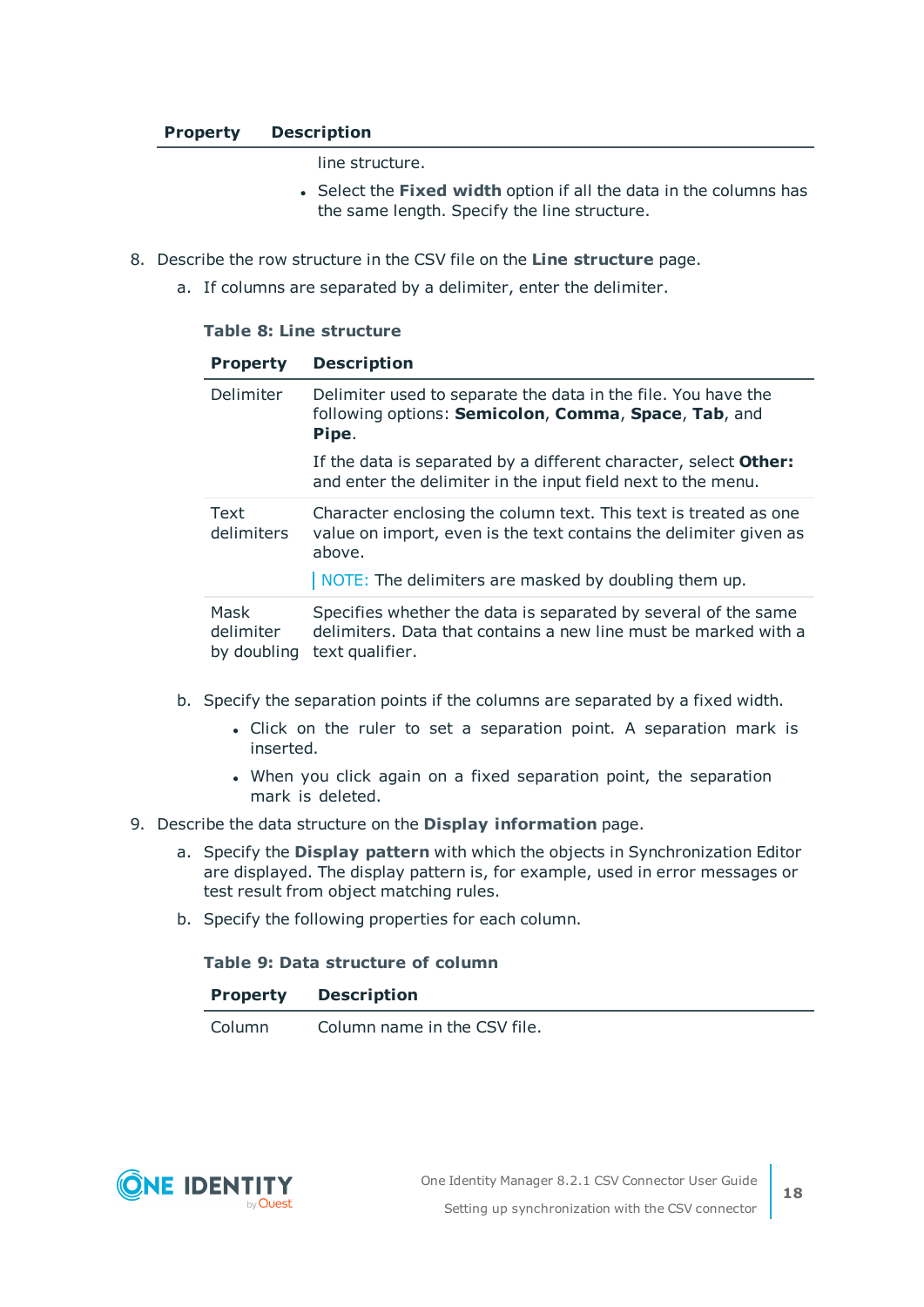| Property | Description |
| --- | --- |
| | line structure.<br>• Select the **Fixed width** option if all the data in the columns has the same length. Specify the line structure. |

8. Describe the row structure in the CSV file on the **Line structure** page.

   a. If columns are separated by a delimiter, enter the delimiter.

   **Table 8: Line structure**

   | Property | Description |
   | --- | --- |
   | Delimiter | Delimiter used to separate the data in the file. You have the following options: **Semicolon**, **Comma**, **Space**, **Tab**, and **Pipe**.<br>If the data is separated by a different character, select **Other:** and enter the delimiter in the input field next to the menu. |
   | Text delimiters | Character enclosing the column text. This text is treated as one value on import, even is the text contains the delimiter given as above.<br>NOTE: The delimiters are masked by doubling them up. |
   | Mask delimiter by doubling | Specifies whether the data is separated by several of the same delimiters. Data that contains a new line must be marked with a text qualifier. |

   b. Specify the separation points if the columns are separated by a fixed width.

      - Click on the ruler to set a separation point. A separation mark is inserted.
      - When you click again on a fixed separation point, the separation mark is deleted.

9. Describe the data structure on the **Display information** page.

   a. Specify the **Display pattern** with which the objects in Synchronization Editor are displayed. The display pattern is, for example, used in error messages or test result from object matching rules.

   b. Specify the following properties for each column.

   **Table 9: Data structure of column**

   | Property | Description |
   | --- | --- |
   | Column | Column name in the CSV file. |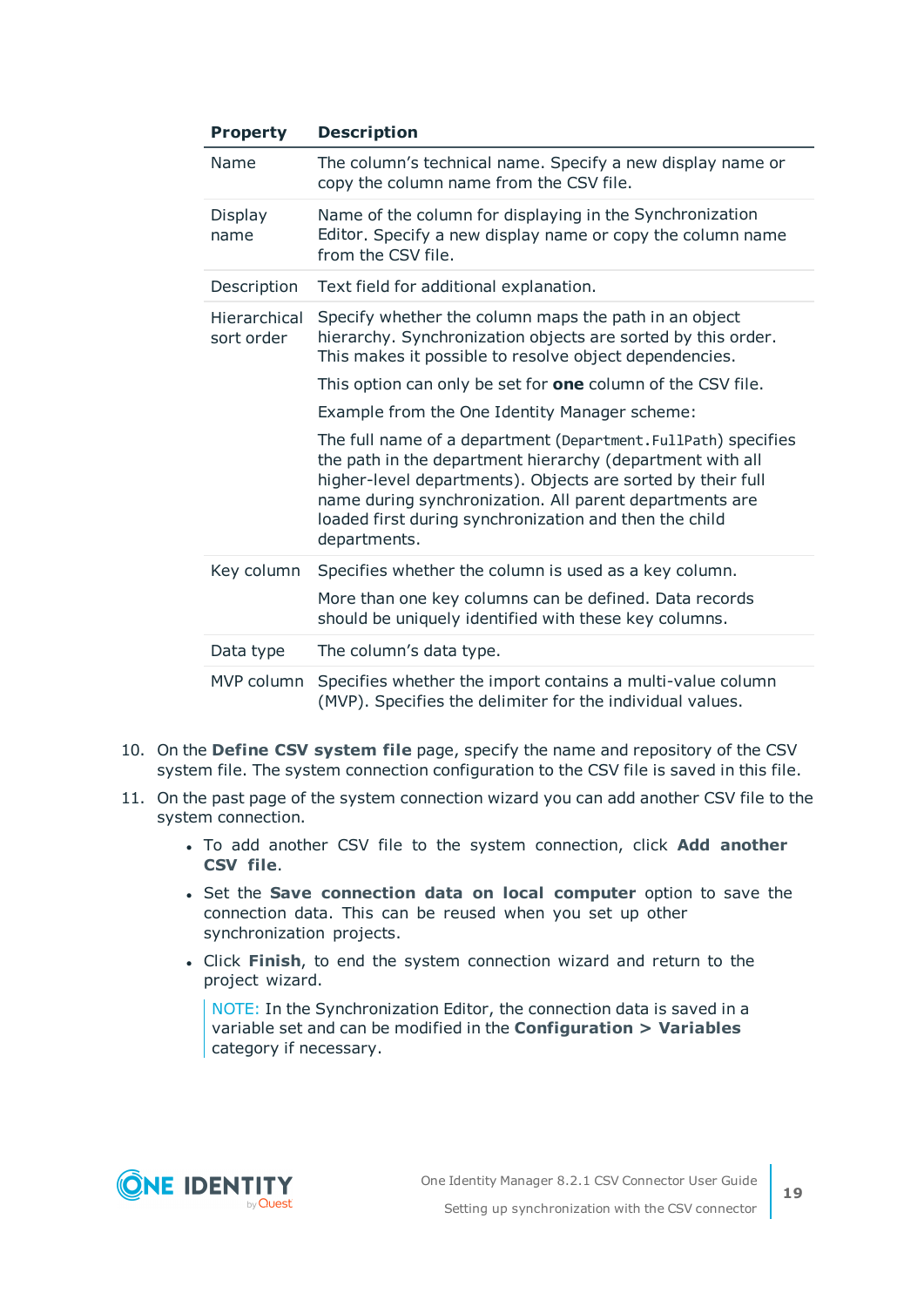| Property | Description |
|---|---|
| Name | The column's technical name. Specify a new display name or copy the column name from the CSV file. |
| Display name | Name of the column for displaying in the Synchronization Editor. Specify a new display name or copy the column name from the CSV file. |
| Description | Text field for additional explanation. |
| Hierarchical sort order | Specify whether the column maps the path in an object hierarchy. Synchronization objects are sorted by this order. This makes it possible to resolve object dependencies.<br><br>This option can only be set for **one** column of the CSV file.<br><br>Example from the One Identity Manager scheme:<br><br>The full name of a department (`Department.FullPath`) specifies the path in the department hierarchy (department with all higher-level departments). Objects are sorted by their full name during synchronization. All parent departments are loaded first during synchronization and then the child departments. |
| Key column | Specifies whether the column is used as a key column.<br><br>More than one key columns can be defined. Data records should be uniquely identified with these key columns. |
| Data type | The column's data type. |
| MVP column | Specifies whether the import contains a multi-value column (MVP). Specifies the delimiter for the individual values. |

10. On the **Define CSV system file** page, specify the name and repository of the CSV system file. The system connection configuration to the CSV file is saved in this file.
11. On the past page of the system connection wizard you can add another CSV file to the system connection.
    - To add another CSV file to the system connection, click **Add another CSV file**.
    - Set the **Save connection data on local computer** option to save the connection data. This can be reused when you set up other synchronization projects.
    - Click **Finish**, to end the system connection wizard and return to the project wizard.

    > NOTE: In the Synchronization Editor, the connection data is saved in a variable set and can be modified in the **Configuration > Variables** category if necessary.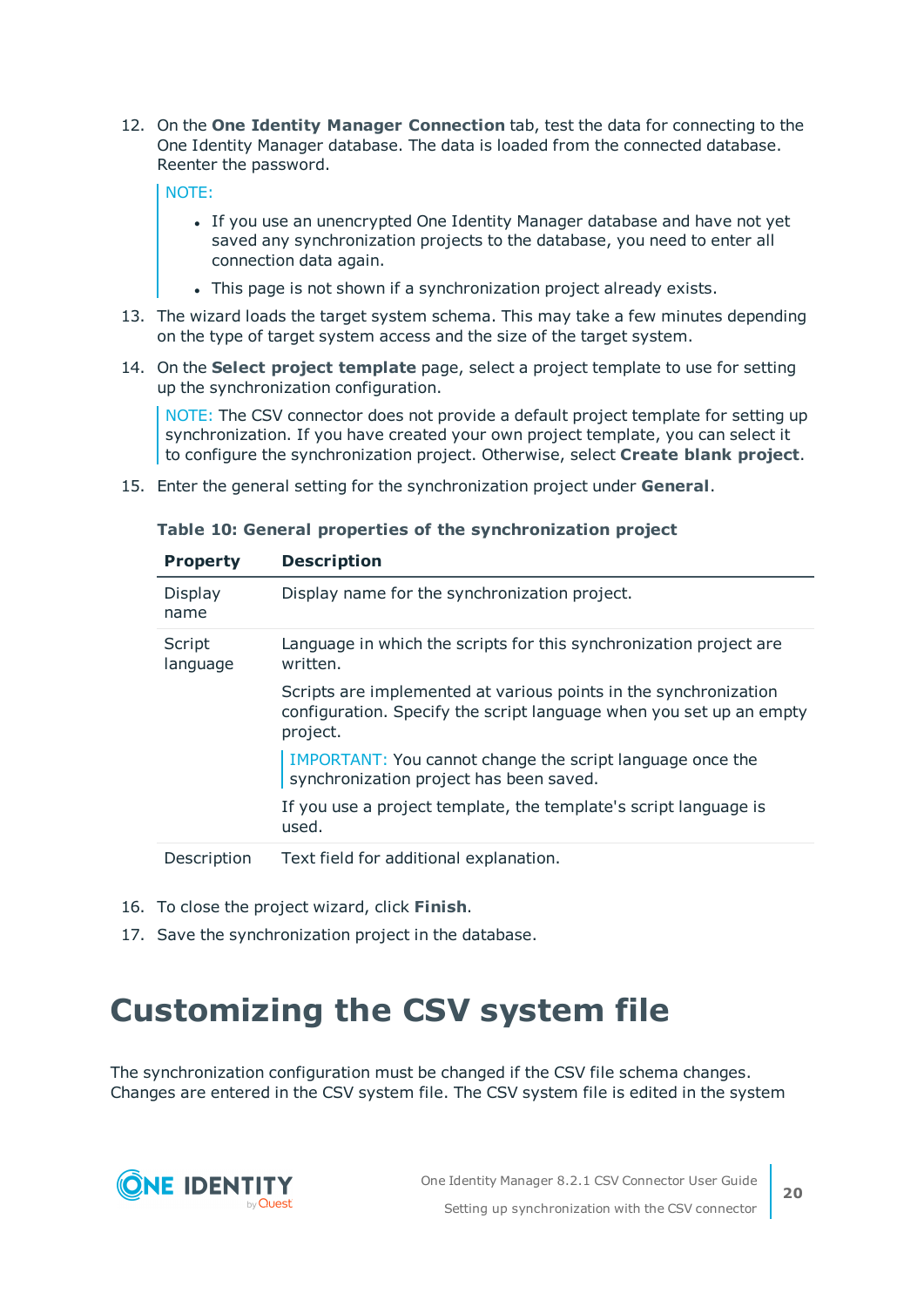12. On the **One Identity Manager Connection** tab, test the data for connecting to the One Identity Manager database. The data is loaded from the connected database. Reenter the password.

    NOTE:

    - If you use an unencrypted One Identity Manager database and have not yet saved any synchronization projects to the database, you need to enter all connection data again.
    - This page is not shown if a synchronization project already exists.

13. The wizard loads the target system schema. This may take a few minutes depending on the type of target system access and the size of the target system.

14. On the **Select project template** page, select a project template to use for setting up the synchronization configuration.

    NOTE: The CSV connector does not provide a default project template for setting up synchronization. If you have created your own project template, you can select it to configure the synchronization project. Otherwise, select **Create blank project**.

15. Enter the general setting for the synchronization project under **General**.

**Table 10: General properties of the synchronization project**

| Property | Description |
| --- | --- |
| Display name | Display name for the synchronization project. |
| Script language | Language in which the scripts for this synchronization project are written.<br><br>Scripts are implemented at various points in the synchronization configuration. Specify the script language when you set up an empty project.<br><br>IMPORTANT: You cannot change the script language once the synchronization project has been saved.<br><br>If you use a project template, the template's script language is used. |
| Description | Text field for additional explanation. |

16. To close the project wizard, click **Finish**.
17. Save the synchronization project in the database.

# Customizing the CSV system file

The synchronization configuration must be changed if the CSV file schema changes. Changes are entered in the CSV system file. The CSV system file is edited in the system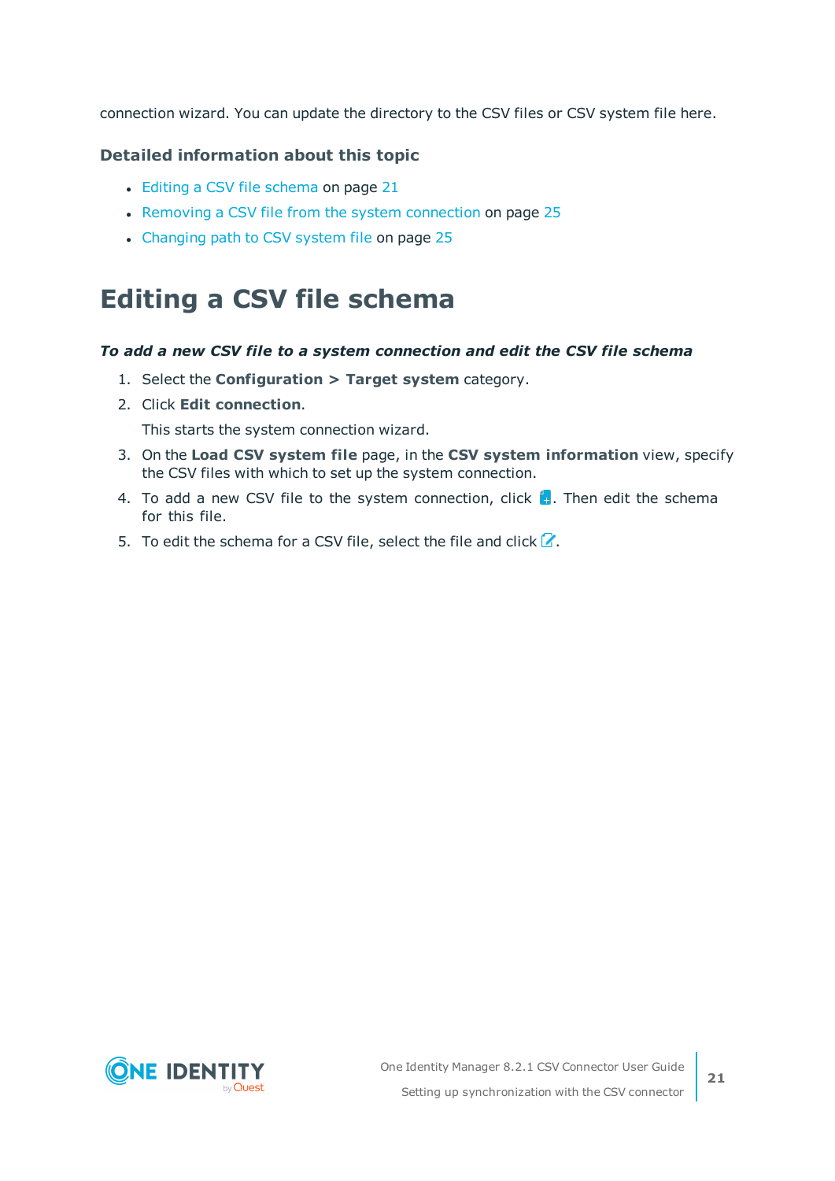connection wizard. You can update the directory to the CSV files or CSV system file here.

### Detailed information about this topic

- Editing a CSV file schema on page 21
- Removing a CSV file from the system connection on page 25
- Changing path to CSV system file on page 25

## Editing a CSV file schema

***To add a new CSV file to a system connection and edit the CSV file schema***

1. Select the **Configuration > Target system** category.
2. Click **Edit connection**.

   This starts the system connection wizard.

3. On the **Load CSV system file** page, in the **CSV system information** view, specify the CSV files with which to set up the system connection.
4. To add a new CSV file to the system connection, click . Then edit the schema for this file.
5. To edit the schema for a CSV file, select the file and click .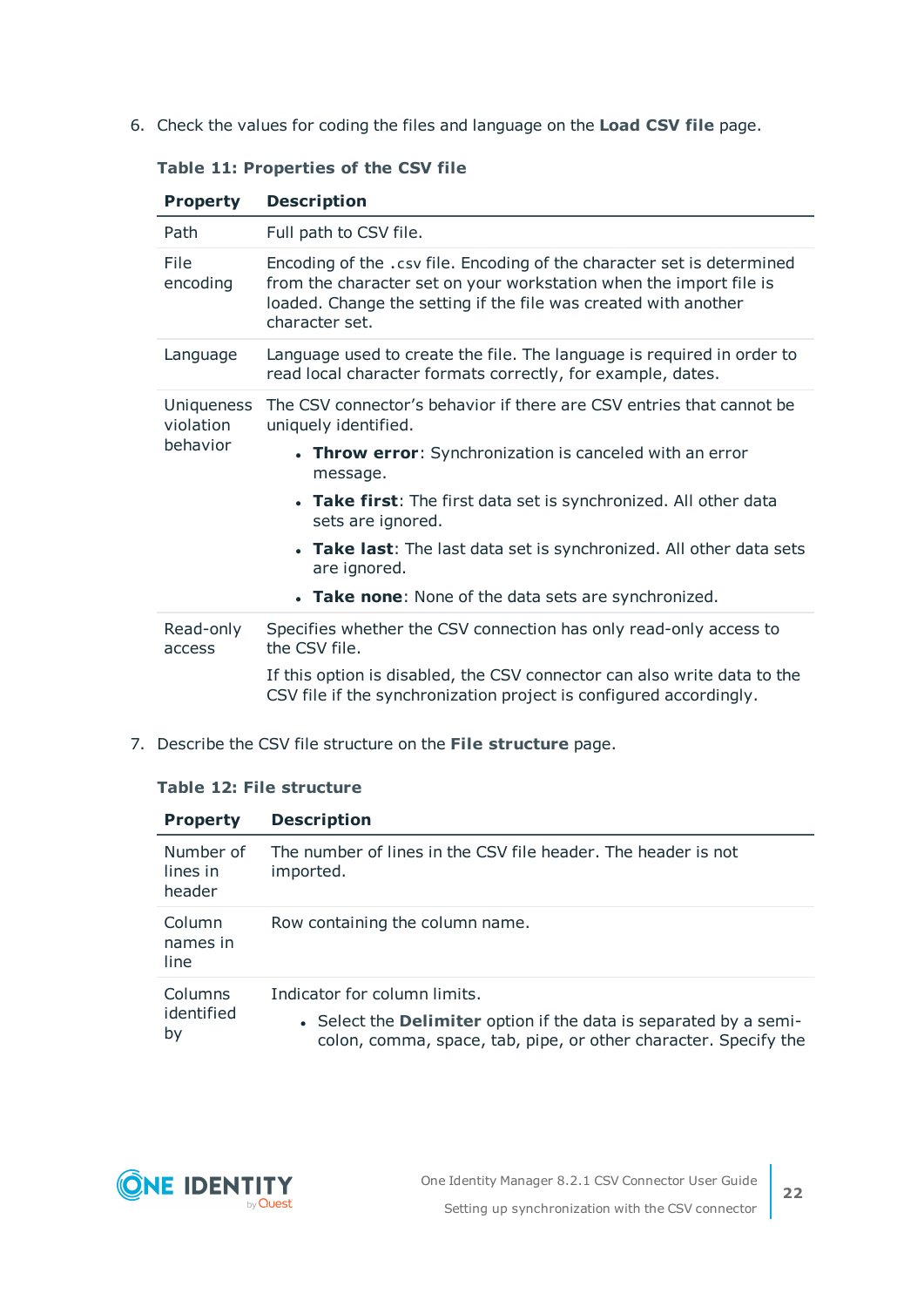6. Check the values for coding the files and language on the **Load CSV file** page.

**Table 11: Properties of the CSV file**

| Property | Description |
|---|---|
| Path | Full path to CSV file. |
| File encoding | Encoding of the `.csv` file. Encoding of the character set is determined from the character set on your workstation when the import file is loaded. Change the setting if the file was created with another character set. |
| Language | Language used to create the file. The language is required in order to read local character formats correctly, for example, dates. |
| Uniqueness violation behavior | The CSV connector’s behavior if there are CSV entries that cannot be uniquely identified.<br>• **Throw error**: Synchronization is canceled with an error message.<br>• **Take first**: The first data set is synchronized. All other data sets are ignored.<br>• **Take last**: The last data set is synchronized. All other data sets are ignored.<br>• **Take none**: None of the data sets are synchronized. |
| Read-only access | Specifies whether the CSV connection has only read-only access to the CSV file.<br>If this option is disabled, the CSV connector can also write data to the CSV file if the synchronization project is configured accordingly. |

7. Describe the CSV file structure on the **File structure** page.

**Table 12: File structure**

| Property | Description |
|---|---|
| Number of lines in header | The number of lines in the CSV file header. The header is not imported. |
| Column names in line | Row containing the column name. |
| Columns identified by | Indicator for column limits.<br>• Select the **Delimiter** option if the data is separated by a semi-colon, comma, space, tab, pipe, or other character. Specify the |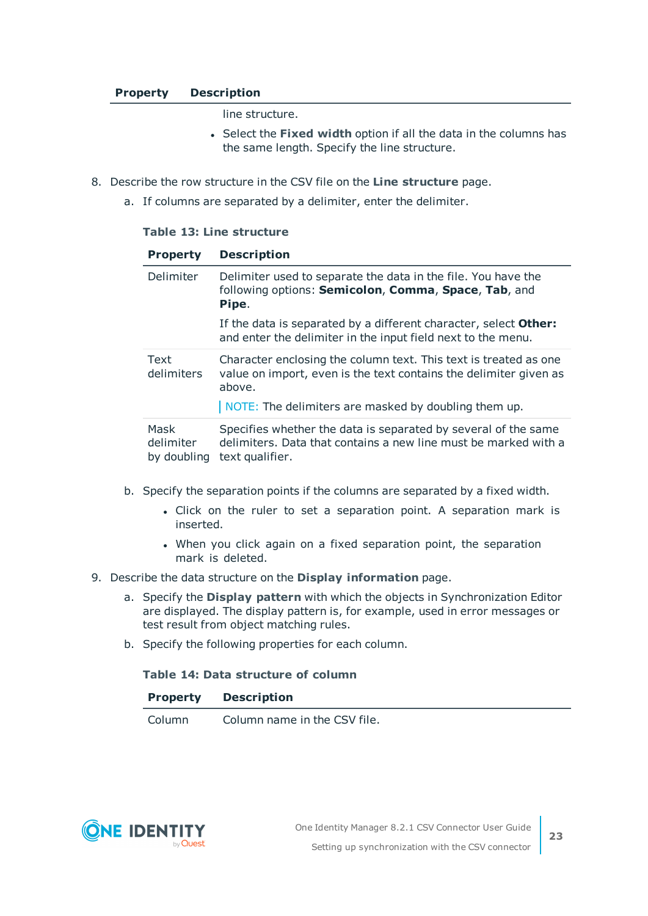| Property | Description |
| --- | --- |
| | line structure.<br>- Select the **Fixed width** option if all the data in the columns has the same length. Specify the line structure. |

8. Describe the row structure in the CSV file on the **Line structure** page.

   a. If columns are separated by a delimiter, enter the delimiter.

   **Table 13: Line structure**

   | Property | Description |
   | --- | --- |
   | Delimiter | Delimiter used to separate the data in the file. You have the following options: **Semicolon**, **Comma**, **Space**, **Tab**, and **Pipe**.<br><br>If the data is separated by a different character, select **Other:** and enter the delimiter in the input field next to the menu. |
   | Text delimiters | Character enclosing the column text. This text is treated as one value on import, even is the text contains the delimiter given as above.<br><br>NOTE: The delimiters are masked by doubling them up. |
   | Mask delimiter by doubling | Specifies whether the data is separated by several of the same delimiters. Data that contains a new line must be marked with a text qualifier. |

   b. Specify the separation points if the columns are separated by a fixed width.

   - Click on the ruler to set a separation point. A separation mark is inserted.
   - When you click again on a fixed separation point, the separation mark is deleted.

9. Describe the data structure on the **Display information** page.

   a. Specify the **Display pattern** with which the objects in Synchronization Editor are displayed. The display pattern is, for example, used in error messages or test result from object matching rules.

   b. Specify the following properties for each column.

   **Table 14: Data structure of column**

   | Property | Description |
   | --- | --- |
   | Column | Column name in the CSV file. |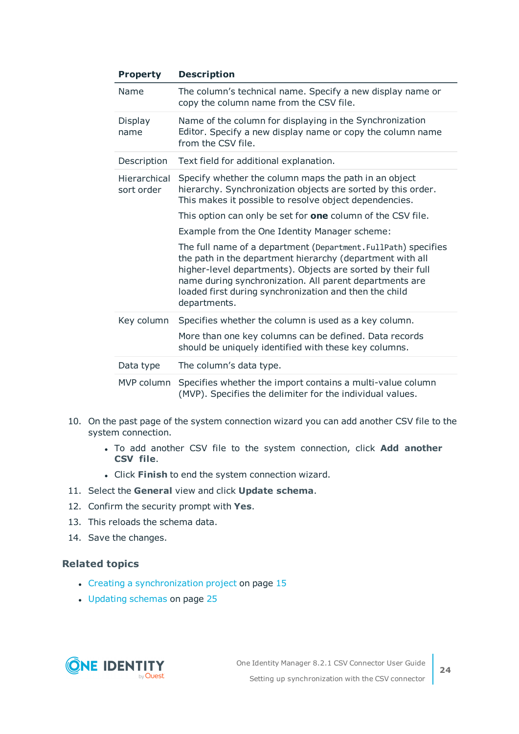| Property | Description |
|---|---|
| Name | The column’s technical name. Specify a new display name or copy the column name from the CSV file. |
| Display name | Name of the column for displaying in the Synchronization Editor. Specify a new display name or copy the column name from the CSV file. |
| Description | Text field for additional explanation. |
| Hierarchical sort order | Specify whether the column maps the path in an object hierarchy. Synchronization objects are sorted by this order. This makes it possible to resolve object dependencies.<br><br>This option can only be set for **one** column of the CSV file.<br><br>Example from the One Identity Manager scheme:<br><br>The full name of a department (`Department.FullPath`) specifies the path in the department hierarchy (department with all higher-level departments). Objects are sorted by their full name during synchronization. All parent departments are loaded first during synchronization and then the child departments. |
| Key column | Specifies whether the column is used as a key column.<br><br>More than one key columns can be defined. Data records should be uniquely identified with these key columns. |
| Data type | The column’s data type. |
| MVP column | Specifies whether the import contains a multi-value column (MVP). Specifies the delimiter for the individual values. |

10. On the past page of the system connection wizard you can add another CSV file to the system connection.
    - To add another CSV file to the system connection, click **Add another CSV file**.
    - Click **Finish** to end the system connection wizard.
11. Select the **General** view and click **Update schema**.
12. Confirm the security prompt with **Yes**.
13. This reloads the schema data.
14. Save the changes.

### Related topics

- Creating a synchronization project on page 15
- Updating schemas on page 25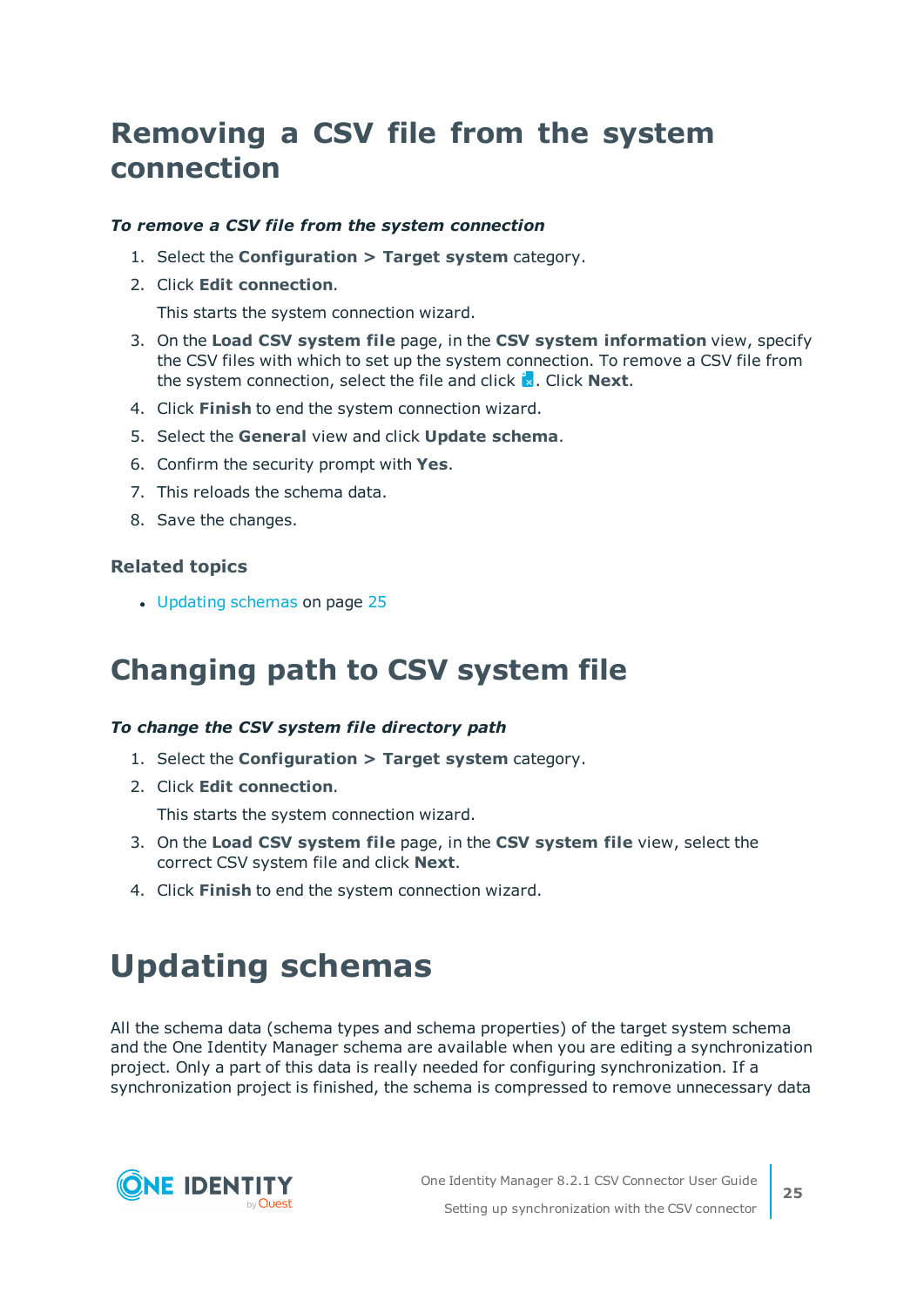# Removing a CSV file from the system connection

***To remove a CSV file from the system connection***

1. Select the **Configuration > Target system** category.
2. Click **Edit connection**.

   This starts the system connection wizard.
3. On the **Load CSV system file** page, in the **CSV system information** view, specify the CSV files with which to set up the system connection. To remove a CSV file from the system connection, select the file and click . Click **Next**.
4. Click **Finish** to end the system connection wizard.
5. Select the **General** view and click **Update schema**.
6. Confirm the security prompt with **Yes**.
7. This reloads the schema data.
8. Save the changes.

### Related topics

- Updating schemas on page 25

# Changing path to CSV system file

***To change the CSV system file directory path***

1. Select the **Configuration > Target system** category.
2. Click **Edit connection**.

   This starts the system connection wizard.
3. On the **Load CSV system file** page, in the **CSV system file** view, select the correct CSV system file and click **Next**.
4. Click **Finish** to end the system connection wizard.

# Updating schemas

All the schema data (schema types and schema properties) of the target system schema and the One Identity Manager schema are available when you are editing a synchronization project. Only a part of this data is really needed for configuring synchronization. If a synchronization project is finished, the schema is compressed to remove unnecessary data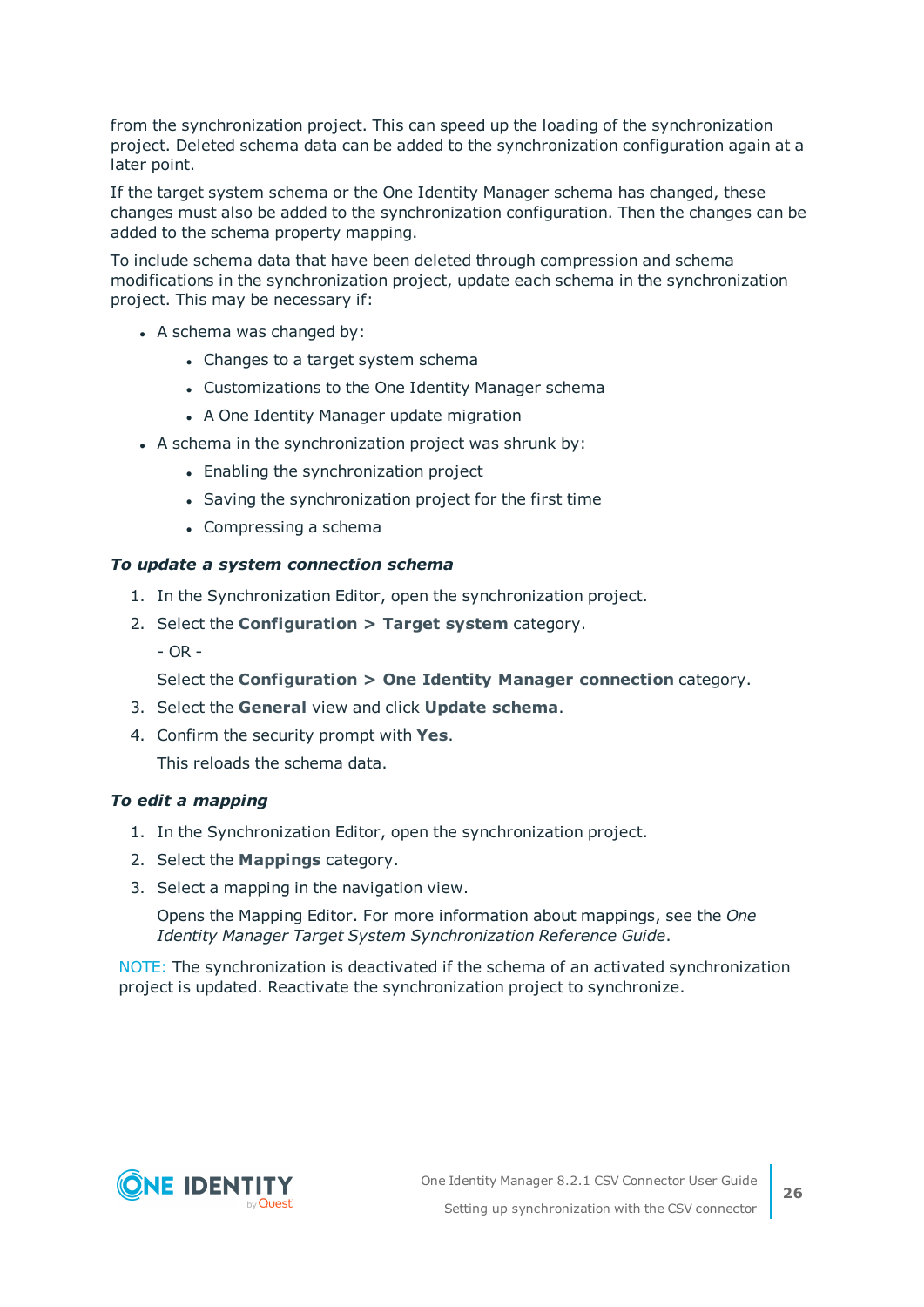from the synchronization project. This can speed up the loading of the synchronization project. Deleted schema data can be added to the synchronization configuration again at a later point.

If the target system schema or the One Identity Manager schema has changed, these changes must also be added to the synchronization configuration. Then the changes can be added to the schema property mapping.

To include schema data that have been deleted through compression and schema modifications in the synchronization project, update each schema in the synchronization project. This may be necessary if:

- A schema was changed by:
  - Changes to a target system schema
  - Customizations to the One Identity Manager schema
  - A One Identity Manager update migration
- A schema in the synchronization project was shrunk by:
  - Enabling the synchronization project
  - Saving the synchronization project for the first time
  - Compressing a schema

***To update a system connection schema***

1. In the Synchronization Editor, open the synchronization project.
2. Select the **Configuration > Target system** category.

   - OR -

   Select the **Configuration > One Identity Manager connection** category.
3. Select the **General** view and click **Update schema**.
4. Confirm the security prompt with **Yes**.

   This reloads the schema data.

***To edit a mapping***

1. In the Synchronization Editor, open the synchronization project.
2. Select the **Mappings** category.
3. Select a mapping in the navigation view.

   Opens the Mapping Editor. For more information about mappings, see the *One Identity Manager Target System Synchronization Reference Guide*.

NOTE: The synchronization is deactivated if the schema of an activated synchronization project is updated. Reactivate the synchronization project to synchronize.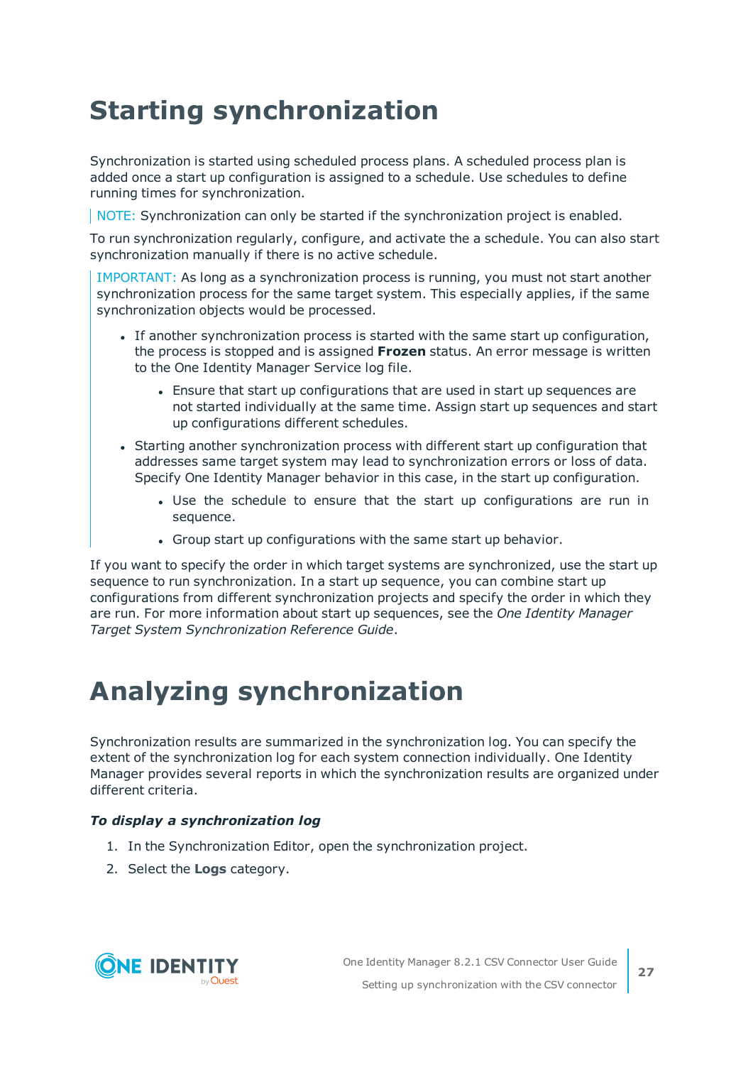# Starting synchronization

Synchronization is started using scheduled process plans. A scheduled process plan is added once a start up configuration is assigned to a schedule. Use schedules to define running times for synchronization.

NOTE: Synchronization can only be started if the synchronization project is enabled.

To run synchronization regularly, configure, and activate the a schedule. You can also start synchronization manually if there is no active schedule.

IMPORTANT: As long as a synchronization process is running, you must not start another synchronization process for the same target system. This especially applies, if the same synchronization objects would be processed.

- If another synchronization process is started with the same start up configuration, the process is stopped and is assigned **Frozen** status. An error message is written to the One Identity Manager Service log file.
  - Ensure that start up configurations that are used in start up sequences are not started individually at the same time. Assign start up sequences and start up configurations different schedules.
- Starting another synchronization process with different start up configuration that addresses same target system may lead to synchronization errors or loss of data. Specify One Identity Manager behavior in this case, in the start up configuration.
  - Use the schedule to ensure that the start up configurations are run in sequence.
  - Group start up configurations with the same start up behavior.

If you want to specify the order in which target systems are synchronized, use the start up sequence to run synchronization. In a start up sequence, you can combine start up configurations from different synchronization projects and specify the order in which they are run. For more information about start up sequences, see the *One Identity Manager Target System Synchronization Reference Guide*.

# Analyzing synchronization

Synchronization results are summarized in the synchronization log. You can specify the extent of the synchronization log for each system connection individually. One Identity Manager provides several reports in which the synchronization results are organized under different criteria.

***To display a synchronization log***

1. In the Synchronization Editor, open the synchronization project.
2. Select the **Logs** category.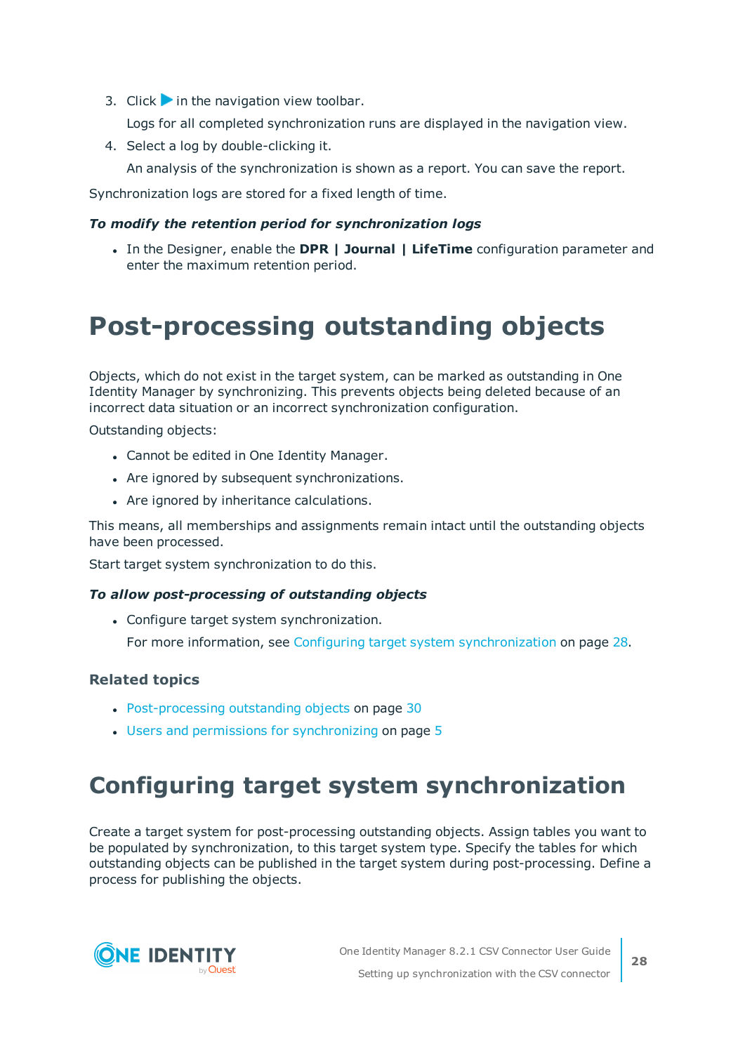3. Click ▶ in the navigation view toolbar.

   Logs for all completed synchronization runs are displayed in the navigation view.

4. Select a log by double-clicking it.

   An analysis of the synchronization is shown as a report. You can save the report.

Synchronization logs are stored for a fixed length of time.

***To modify the retention period for synchronization logs***

- In the Designer, enable the **DPR | Journal | LifeTime** configuration parameter and enter the maximum retention period.

# Post-processing outstanding objects

Objects, which do not exist in the target system, can be marked as outstanding in One Identity Manager by synchronizing. This prevents objects being deleted because of an incorrect data situation or an incorrect synchronization configuration.

Outstanding objects:

- Cannot be edited in One Identity Manager.
- Are ignored by subsequent synchronizations.
- Are ignored by inheritance calculations.

This means, all memberships and assignments remain intact until the outstanding objects have been processed.

Start target system synchronization to do this.

***To allow post-processing of outstanding objects***

- Configure target system synchronization.

  For more information, see Configuring target system synchronization on page 28.

### Related topics

- Post-processing outstanding objects on page 30
- Users and permissions for synchronizing on page 5

## Configuring target system synchronization

Create a target system for post-processing outstanding objects. Assign tables you want to be populated by synchronization, to this target system type. Specify the tables for which outstanding objects can be published in the target system during post-processing. Define a process for publishing the objects.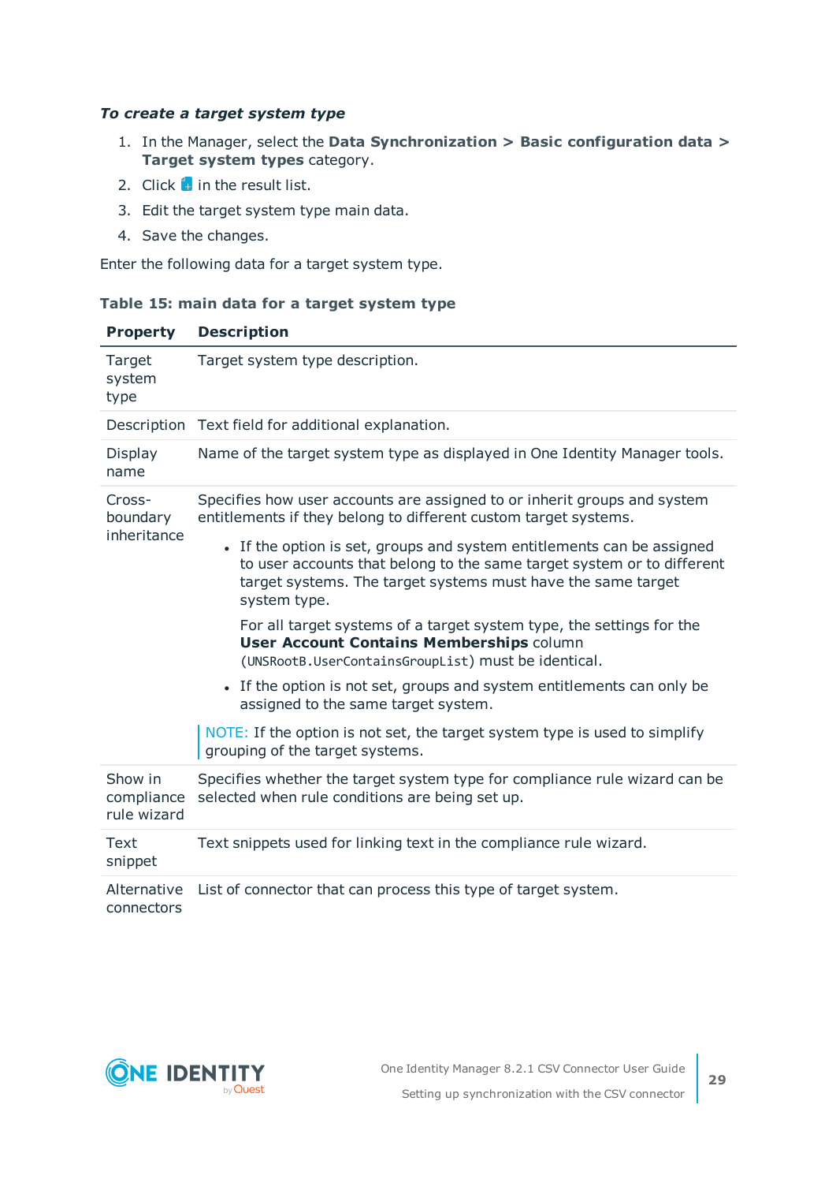***To create a target system type***

1. In the Manager, select the **Data Synchronization > Basic configuration data > Target system types** category.
2. Click  in the result list.
3. Edit the target system type main data.
4. Save the changes.

Enter the following data for a target system type.

**Table 15: main data for a target system type**

| Property | Description |
|---|---|
| Target system type | Target system type description. |
| Description | Text field for additional explanation. |
| Display name | Name of the target system type as displayed in One Identity Manager tools. |
| Cross-boundary inheritance | Specifies how user accounts are assigned to or inherit groups and system entitlements if they belong to different custom target systems.<br><br>• If the option is set, groups and system entitlements can be assigned to user accounts that belong to the same target system or to different target systems. The target systems must have the same target system type.<br><br>For all target systems of a target system type, the settings for the **User Account Contains Memberships** column (`UNSRootB.UserContainsGroupList`) must be identical.<br><br>• If the option is not set, groups and system entitlements can only be assigned to the same target system.<br><br>NOTE: If the option is not set, the target system type is used to simplify grouping of the target systems. |
| Show in compliance rule wizard | Specifies whether the target system type for compliance rule wizard can be selected when rule conditions are being set up. |
| Text snippet | Text snippets used for linking text in the compliance rule wizard. |
| Alternative connectors | List of connector that can process this type of target system. |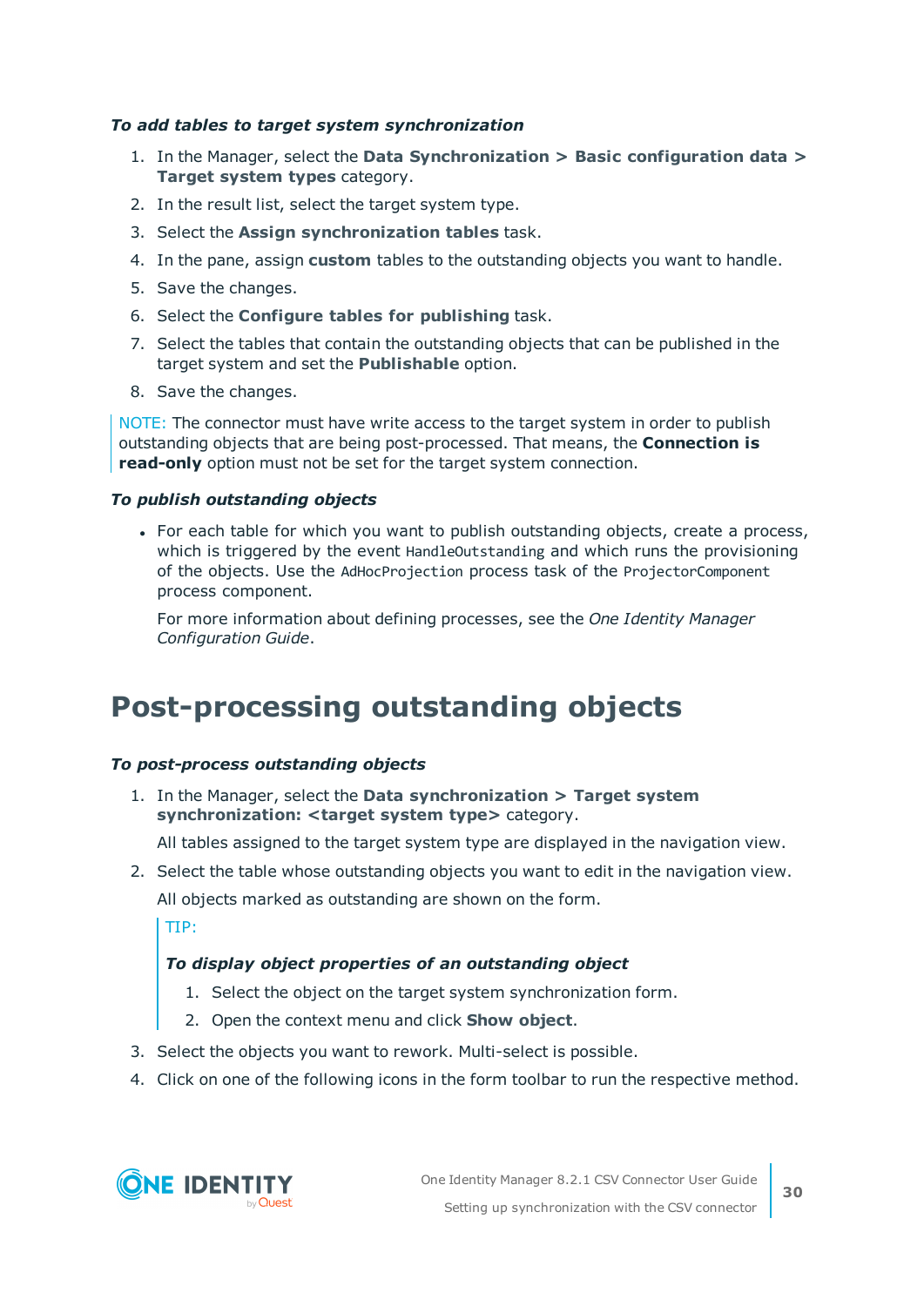*To add tables to target system synchronization*

1. In the Manager, select the **Data Synchronization > Basic configuration data > Target system types** category.
2. In the result list, select the target system type.
3. Select the **Assign synchronization tables** task.
4. In the pane, assign **custom** tables to the outstanding objects you want to handle.
5. Save the changes.
6. Select the **Configure tables for publishing** task.
7. Select the tables that contain the outstanding objects that can be published in the target system and set the **Publishable** option.
8. Save the changes.

NOTE: The connector must have write access to the target system in order to publish outstanding objects that are being post-processed. That means, the **Connection is read-only** option must not be set for the target system connection.

*To publish outstanding objects*

- For each table for which you want to publish outstanding objects, create a process, which is triggered by the event `HandleOutstanding` and which runs the provisioning of the objects. Use the `AdHocProjection` process task of the `ProjectorComponent` process component.

  For more information about defining processes, see the *One Identity Manager Configuration Guide*.

# Post-processing outstanding objects

*To post-process outstanding objects*

1. In the Manager, select the **Data synchronization > Target system synchronization: <target system type>** category.

   All tables assigned to the target system type are displayed in the navigation view.
2. Select the table whose outstanding objects you want to edit in the navigation view.

   All objects marked as outstanding are shown on the form.

   TIP:

   *To display object properties of an outstanding object*

   1. Select the object on the target system synchronization form.
   2. Open the context menu and click **Show object**.
3. Select the objects you want to rework. Multi-select is possible.
4. Click on one of the following icons in the form toolbar to run the respective method.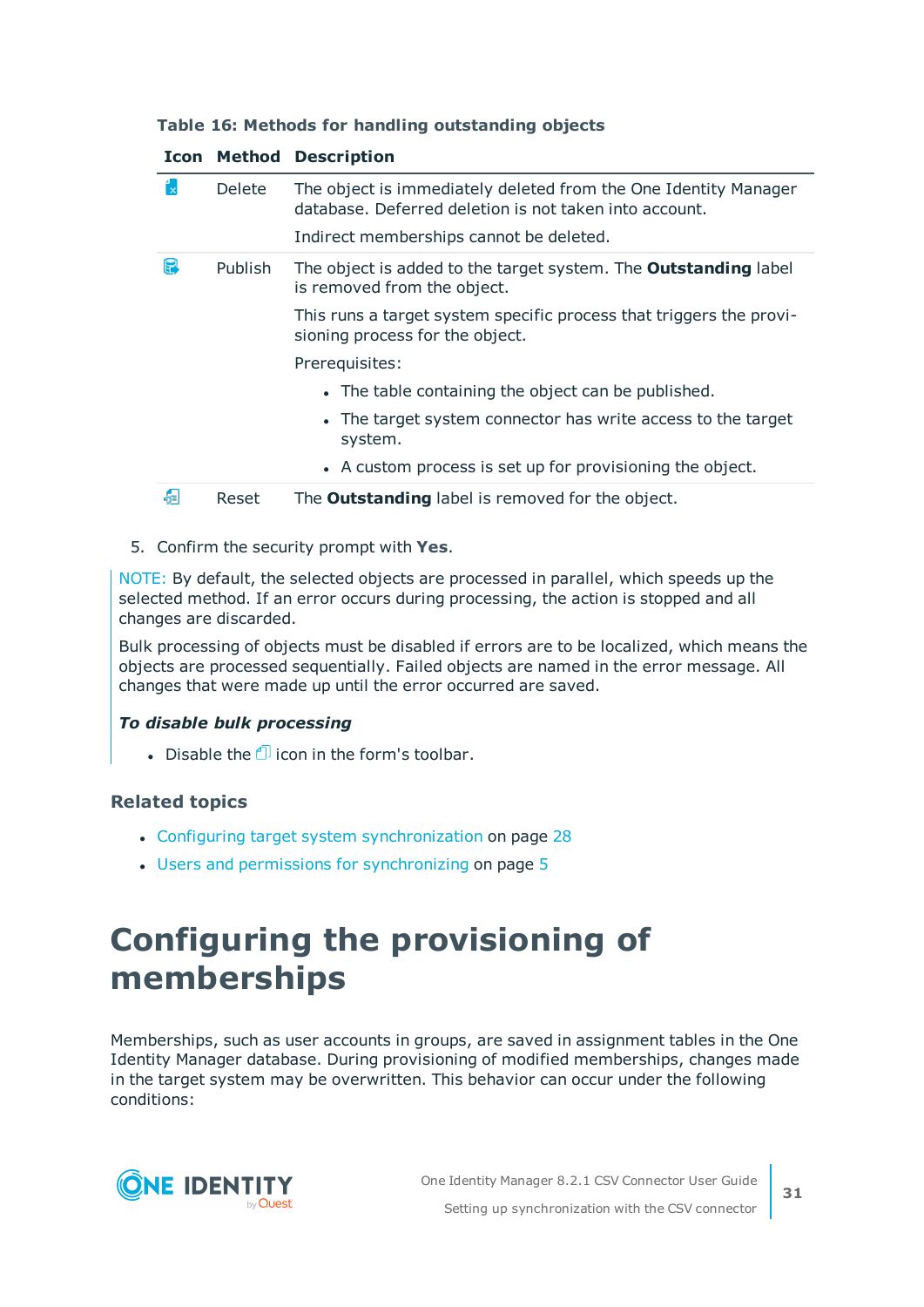**Table 16: Methods for handling outstanding objects**

| Icon | Method | Description |
|---|---|---|
| | Delete | The object is immediately deleted from the One Identity Manager database. Deferred deletion is not taken into account.<br><br>Indirect memberships cannot be deleted. |
| | Publish | The object is added to the target system. The **Outstanding** label is removed from the object.<br><br>This runs a target system specific process that triggers the provisioning process for the object.<br><br>Prerequisites:<br>• The table containing the object can be published.<br>• The target system connector has write access to the target system.<br>• A custom process is set up for provisioning the object. |
| | Reset | The **Outstanding** label is removed for the object. |

5. Confirm the security prompt with **Yes**.

NOTE: By default, the selected objects are processed in parallel, which speeds up the selected method. If an error occurs during processing, the action is stopped and all changes are discarded.

Bulk processing of objects must be disabled if errors are to be localized, which means the objects are processed sequentially. Failed objects are named in the error message. All changes that were made up until the error occurred are saved.

***To disable bulk processing***

- Disable the icon in the form's toolbar.

### Related topics

- Configuring target system synchronization on page 28
- Users and permissions for synchronizing on page 5

# Configuring the provisioning of memberships

Memberships, such as user accounts in groups, are saved in assignment tables in the One Identity Manager database. During provisioning of modified memberships, changes made in the target system may be overwritten. This behavior can occur under the following conditions: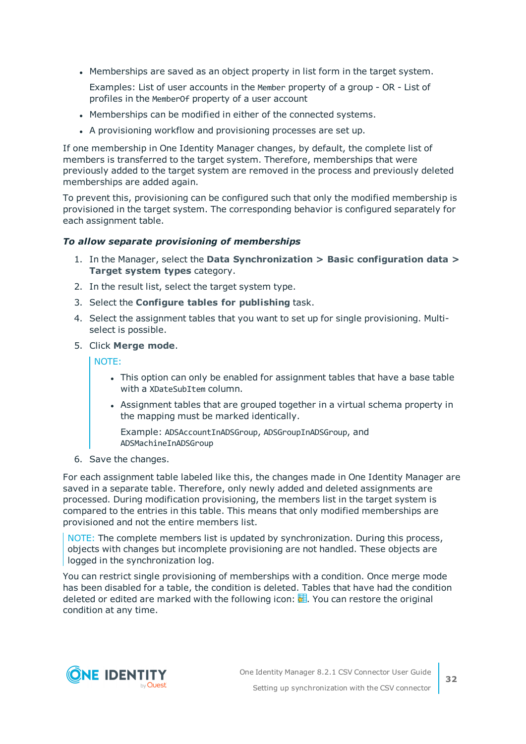- Memberships are saved as an object property in list form in the target system.

  Examples: List of user accounts in the `Member` property of a group - OR - List of profiles in the `MemberOf` property of a user account
- Memberships can be modified in either of the connected systems.
- A provisioning workflow and provisioning processes are set up.

If one membership in One Identity Manager changes, by default, the complete list of members is transferred to the target system. Therefore, memberships that were previously added to the target system are removed in the process and previously deleted memberships are added again.

To prevent this, provisioning can be configured such that only the modified membership is provisioned in the target system. The corresponding behavior is configured separately for each assignment table.

***To allow separate provisioning of memberships***

1. In the Manager, select the **Data Synchronization > Basic configuration data > Target system types** category.
2. In the result list, select the target system type.
3. Select the **Configure tables for publishing** task.
4. Select the assignment tables that you want to set up for single provisioning. Multi-select is possible.
5. Click **Merge mode**.

   NOTE:

   - This option can only be enabled for assignment tables that have a base table with a `XDateSubItem` column.
   - Assignment tables that are grouped together in a virtual schema property in the mapping must be marked identically.

     Example: `ADSAccountInADSGroup`, `ADSGroupInADSGroup`, and `ADSMachineInADSGroup`
6. Save the changes.

For each assignment table labeled like this, the changes made in One Identity Manager are saved in a separate table. Therefore, only newly added and deleted assignments are processed. During modification provisioning, the members list in the target system is compared to the entries in this table. This means that only modified memberships are provisioned and not the entire members list.

NOTE: The complete members list is updated by synchronization. During this process, objects with changes but incomplete provisioning are not handled. These objects are logged in the synchronization log.

You can restrict single provisioning of memberships with a condition. Once merge mode has been disabled for a table, the condition is deleted. Tables that have had the condition deleted or edited are marked with the following icon: . You can restore the original condition at any time.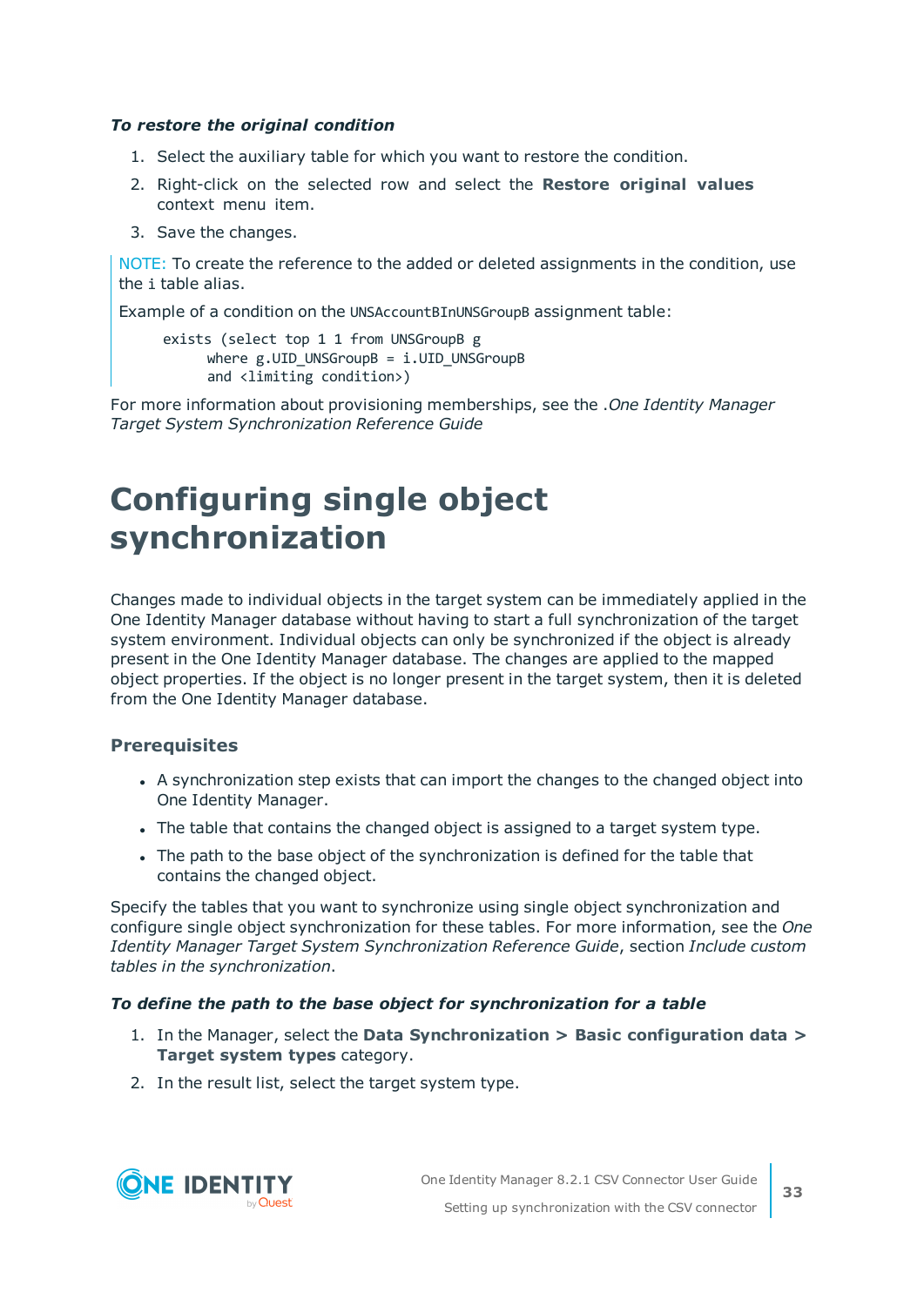***To restore the original condition***

1. Select the auxiliary table for which you want to restore the condition.
2. Right-click on the selected row and select the **Restore original values** context menu item.
3. Save the changes.

NOTE: To create the reference to the added or deleted assignments in the condition, use the `i` table alias.

Example of a condition on the `UNSAccountBInUNSGroupB` assignment table:

```
exists (select top 1 1 from UNSGroupB g
      where g.UID_UNSGroupB = i.UID_UNSGroupB
      and <limiting condition>)
```

For more information about provisioning memberships, see the .*One Identity Manager Target System Synchronization Reference Guide*

# Configuring single object synchronization

Changes made to individual objects in the target system can be immediately applied in the One Identity Manager database without having to start a full synchronization of the target system environment. Individual objects can only be synchronized if the object is already present in the One Identity Manager database. The changes are applied to the mapped object properties. If the object is no longer present in the target system, then it is deleted from the One Identity Manager database.

### Prerequisites

- A synchronization step exists that can import the changes to the changed object into One Identity Manager.
- The table that contains the changed object is assigned to a target system type.
- The path to the base object of the synchronization is defined for the table that contains the changed object.

Specify the tables that you want to synchronize using single object synchronization and configure single object synchronization for these tables. For more information, see the *One Identity Manager Target System Synchronization Reference Guide*, section *Include custom tables in the synchronization*.

***To define the path to the base object for synchronization for a table***

1. In the Manager, select the **Data Synchronization > Basic configuration data > Target system types** category.
2. In the result list, select the target system type.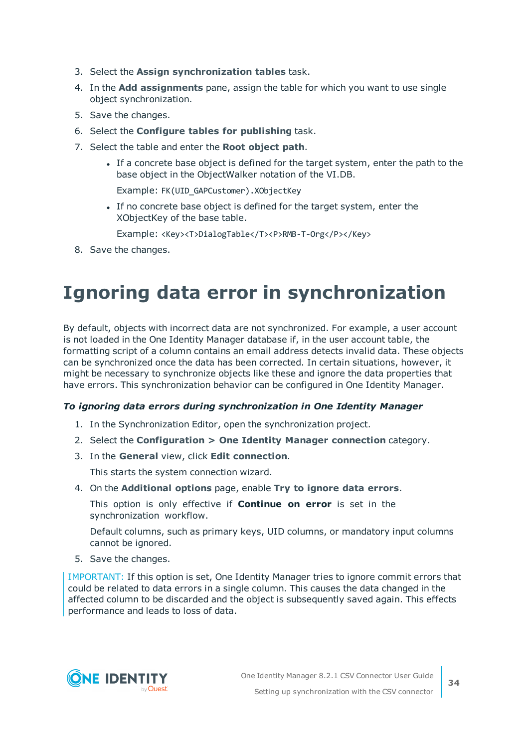3. Select the **Assign synchronization tables** task.
4. In the **Add assignments** pane, assign the table for which you want to use single object synchronization.
5. Save the changes.
6. Select the **Configure tables for publishing** task.
7. Select the table and enter the **Root object path**.
   - If a concrete base object is defined for the target system, enter the path to the base object in the ObjectWalker notation of the VI.DB.

     Example: `FK(UID_GAPCustomer).XObjectKey`
   - If no concrete base object is defined for the target system, enter the XObjectKey of the base table.

     Example: `<Key><T>DialogTable</T><P>RMB-T-Org</P></Key>`
8. Save the changes.

# Ignoring data error in synchronization

By default, objects with incorrect data are not synchronized. For example, a user account is not loaded in the One Identity Manager database if, in the user account table, the formatting script of a column contains an email address detects invalid data. These objects can be synchronized once the data has been corrected. In certain situations, however, it might be necessary to synchronize objects like these and ignore the data properties that have errors. This synchronization behavior can be configured in One Identity Manager.

***To ignoring data errors during synchronization in One Identity Manager***

1. In the Synchronization Editor, open the synchronization project.
2. Select the **Configuration > One Identity Manager connection** category.
3. In the **General** view, click **Edit connection**.

   This starts the system connection wizard.
4. On the **Additional options** page, enable **Try to ignore data errors**.

   This option is only effective if **Continue on error** is set in the synchronization workflow.

   Default columns, such as primary keys, UID columns, or mandatory input columns cannot be ignored.
5. Save the changes.

IMPORTANT: If this option is set, One Identity Manager tries to ignore commit errors that could be related to data errors in a single column. This causes the data changed in the affected column to be discarded and the object is subsequently saved again. This effects performance and leads to loss of data.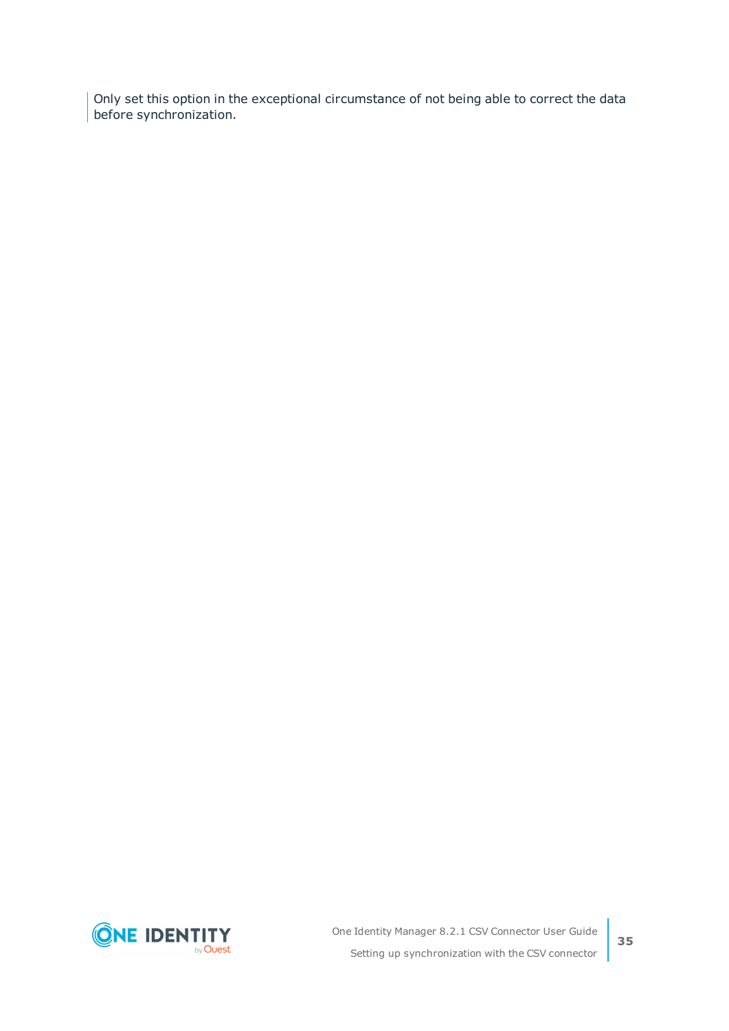> Only set this option in the exceptional circumstance of not being able to correct the data before synchronization.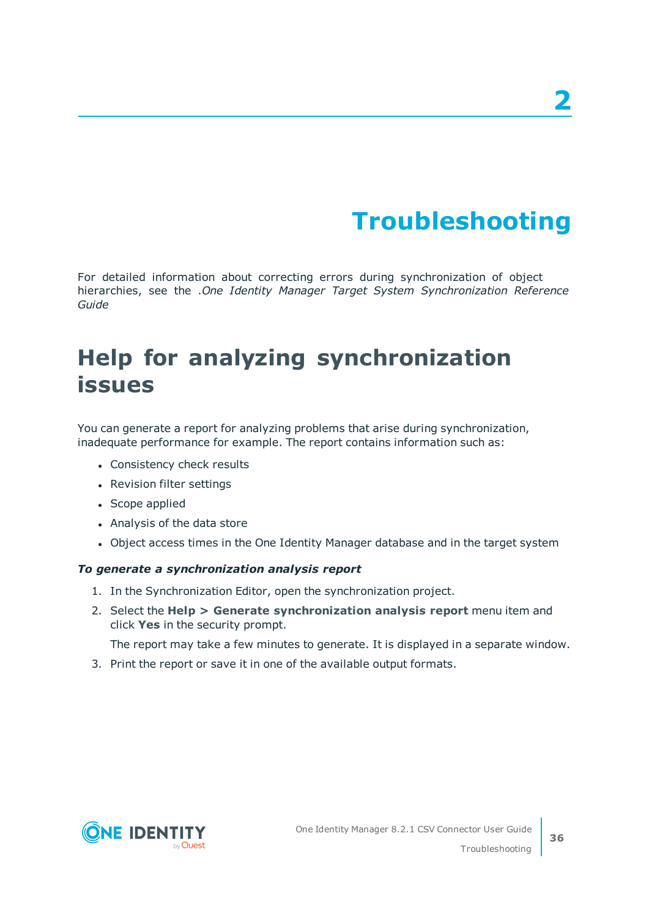# 2

# Troubleshooting

For detailed information about correcting errors during synchronization of object hierarchies, see the .*One Identity Manager Target System Synchronization Reference Guide*

## Help for analyzing synchronization issues

You can generate a report for analyzing problems that arise during synchronization, inadequate performance for example. The report contains information such as:

- Consistency check results
- Revision filter settings
- Scope applied
- Analysis of the data store
- Object access times in the One Identity Manager database and in the target system

***To generate a synchronization analysis report***

1. In the Synchronization Editor, open the synchronization project.
2. Select the **Help > Generate synchronization analysis report** menu item and click **Yes** in the security prompt.

   The report may take a few minutes to generate. It is displayed in a separate window.
3. Print the report or save it in one of the available output formats.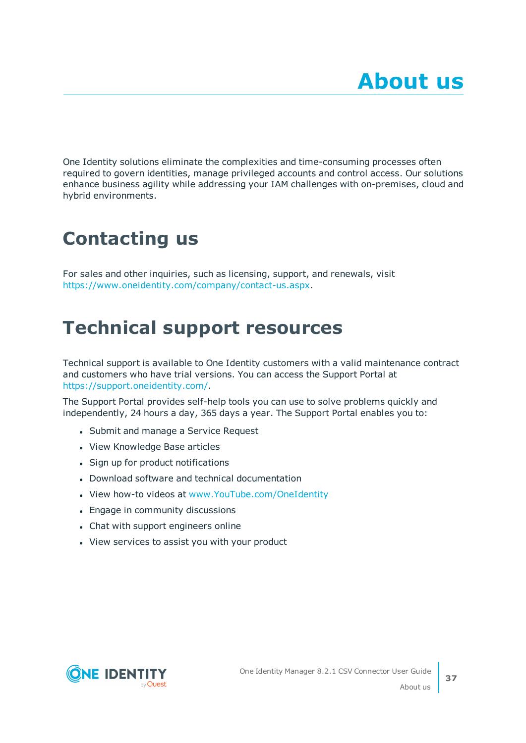# About us

One Identity solutions eliminate the complexities and time-consuming processes often required to govern identities, manage privileged accounts and control access. Our solutions enhance business agility while addressing your IAM challenges with on-premises, cloud and hybrid environments.

## Contacting us

For sales and other inquiries, such as licensing, support, and renewals, visit https://www.oneidentity.com/company/contact-us.aspx.

## Technical support resources

Technical support is available to One Identity customers with a valid maintenance contract and customers who have trial versions. You can access the Support Portal at https://support.oneidentity.com/.

The Support Portal provides self-help tools you can use to solve problems quickly and independently, 24 hours a day, 365 days a year. The Support Portal enables you to:

- Submit and manage a Service Request
- View Knowledge Base articles
- Sign up for product notifications
- Download software and technical documentation
- View how-to videos at www.YouTube.com/OneIdentity
- Engage in community discussions
- Chat with support engineers online
- View services to assist you with your product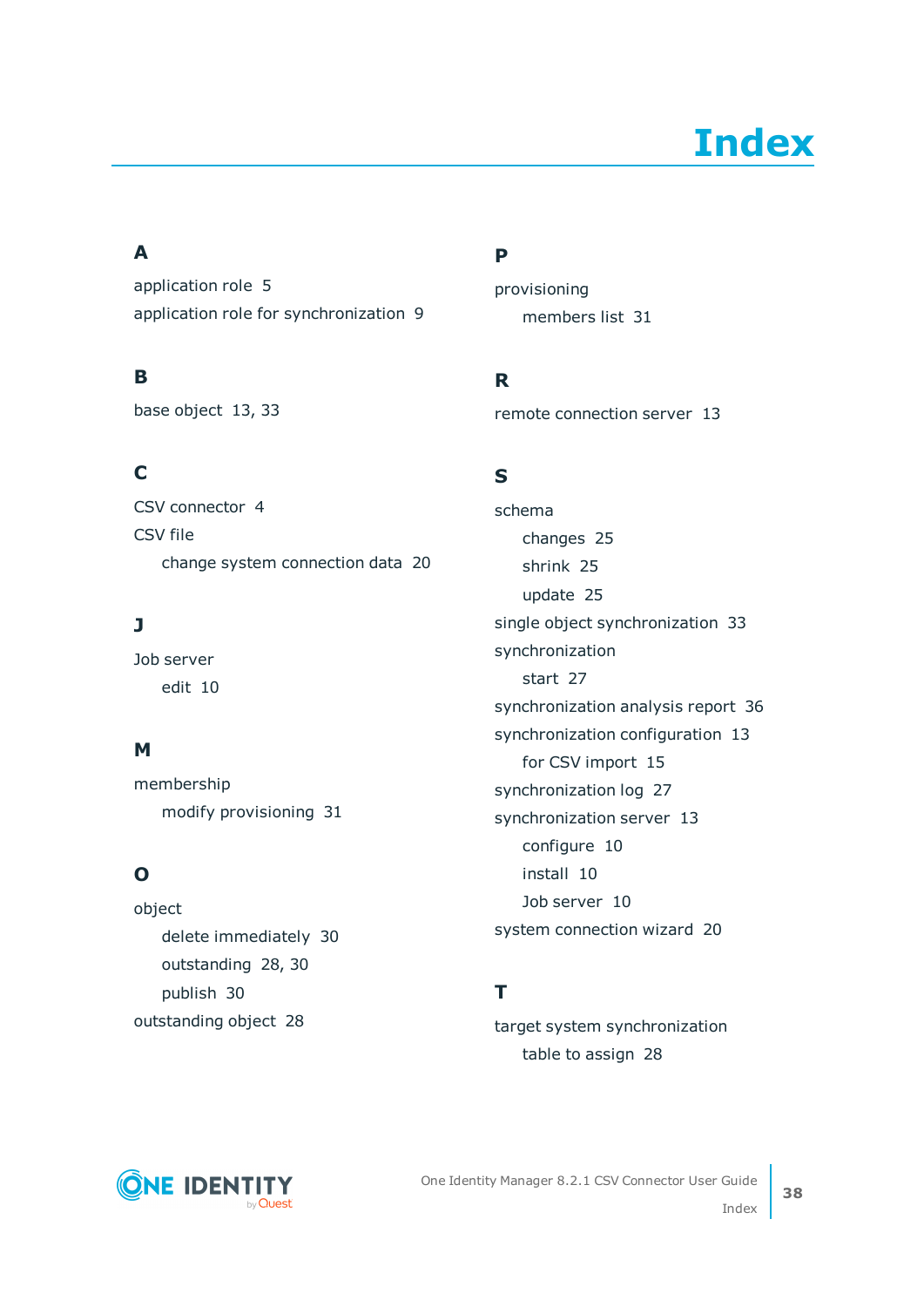# Index

## A

application role 5

application role for synchronization 9

## B

base object 13, 33

## C

CSV connector 4

CSV file

- change system connection data 20

## J

Job server

- edit 10

## M

membership

- modify provisioning 31

## O

object

- delete immediately 30
- outstanding 28, 30
- publish 30

outstanding object 28

## P

provisioning

- members list 31

## R

remote connection server 13

## S

schema

- changes 25
- shrink 25
- update 25

single object synchronization 33

synchronization

- start 27

synchronization analysis report 36

synchronization configuration 13

- for CSV import 15

synchronization log 27

synchronization server 13

- configure 10
- install 10
- Job server 10

system connection wizard 20

## T

target system synchronization

- table to assign 28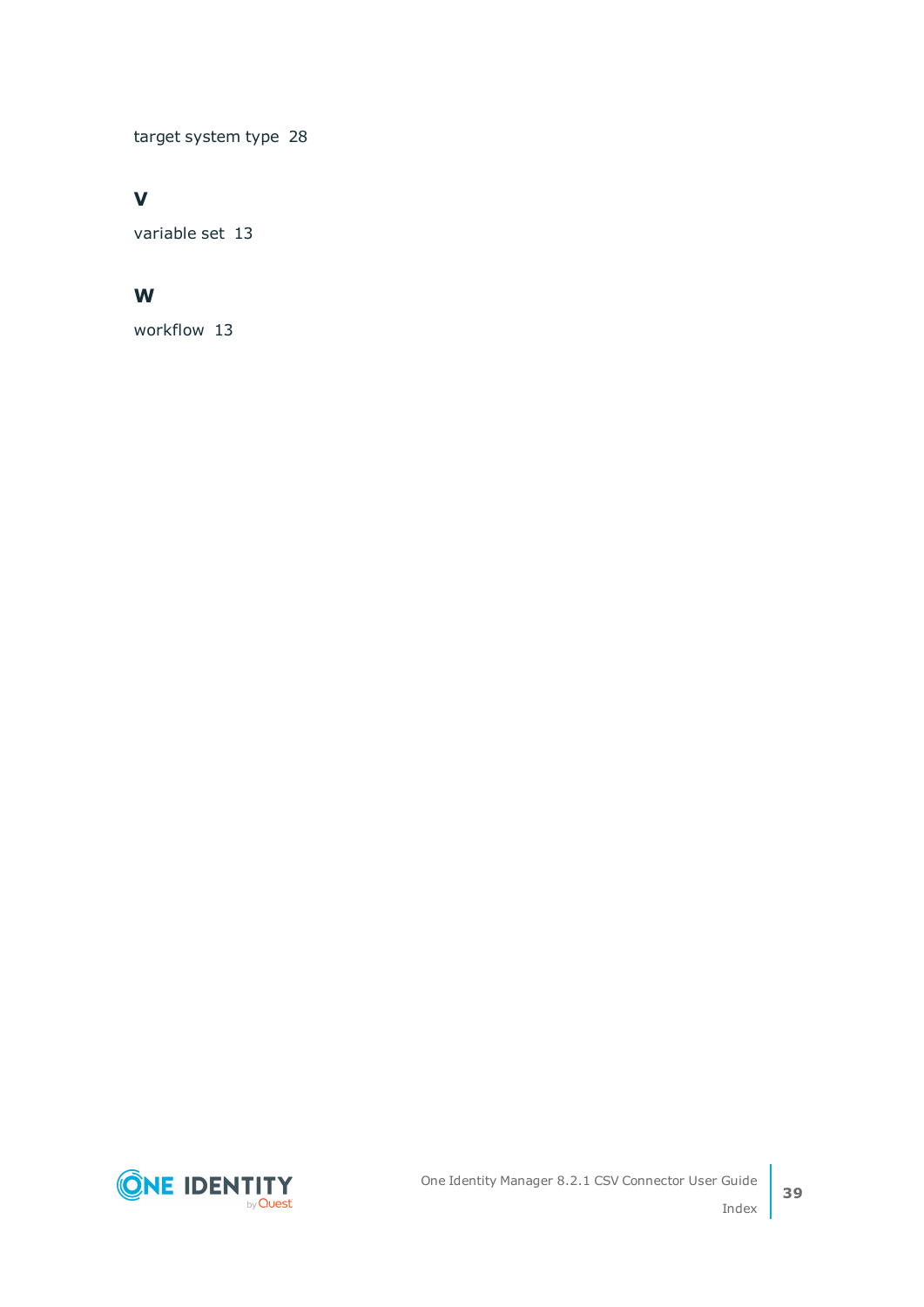target system type 28

**V**

variable set 13

**W**

workflow 13